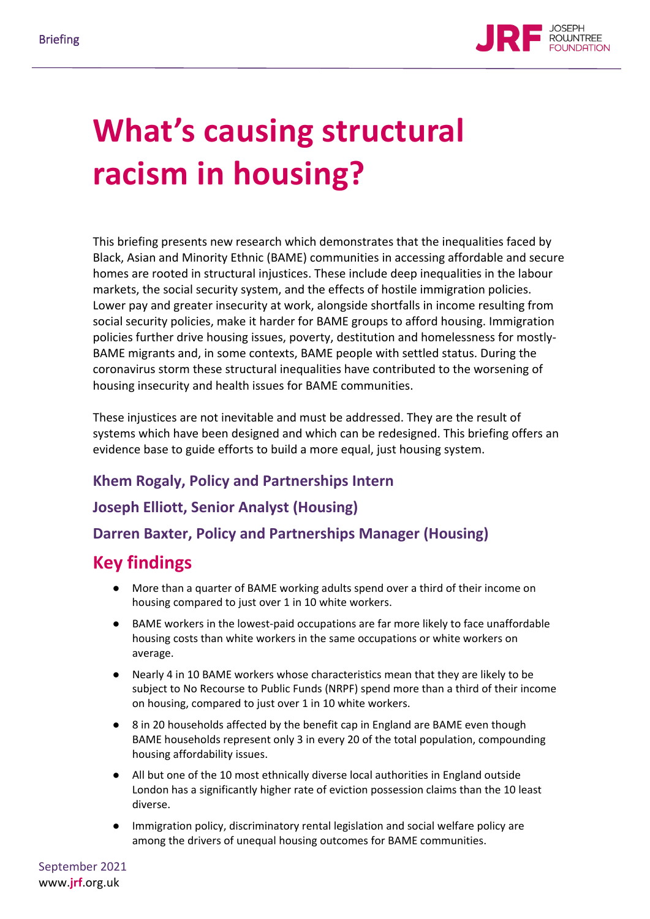Briefing

# What's causing structural racism in housing?

This briefing presents new research which demonstrates that the inequalities faced by Black, Asian and Minority Ethnic (BAME) communities in accessing affordable and secure homes are rooted in structural injustices. These include deep inequalities in the labour markets, the social security system, and the effects of hostile immigration policies. Lower pay and greater insecurity at work, alongside shortfalls in income resulting from social security policies, make it harder for BAME groups to afford housing. Immigration policies further drive housing issues, poverty, destitution and homelessness for mostly-BAME migrants and, in some contexts, BAME people with settled status. During the coronavirus storm these structural inequalities have contributed to the worsening of housing insecurity and health issues for BAME communities.

These injustices are not inevitable and must be addressed. They are the result of systems which have been designed and which can be redesigned. This briefing offers an evidence base to guide efforts to build a more equal, just housing system.

**Khem Rogaly, Policy and Partnerships Intern**

**Joseph Elliott, Senior Analyst (Housing)**

**Darren Baxter, Policy and Partnerships Manager (Housing)**

## Key findings

- More than a quarter of BAME working adults spend over a third of their income on housing compared to just over 1 in 10 white workers.
- BAME workers in the lowest-paid occupations are far more likely to face unaffordable housing costs than white workers in the same occupations or white workers on average.
- Nearly 4 in 10 BAME workers whose characteristics mean that they are likely to be subject to No Recourse to Public Funds (NRPF) spend more than a third of their income on housing, compared to just over 1 in 10 white workers.
- 8 in 20 households affected by the benefit cap in England are BAME even though BAME households represent only 3 in every 20 of the total population, compounding housing affordability issues.
- All but one of the 10 most ethnically diverse local authorities in England outside London has a significantly higher rate of eviction possession claims than the 10 least diverse.
- Immigration policy, discriminatory rental legislation and social welfare policy are among the drivers of unequal housing outcomes for BAME communities.

September 2021
www.jrf.org.uk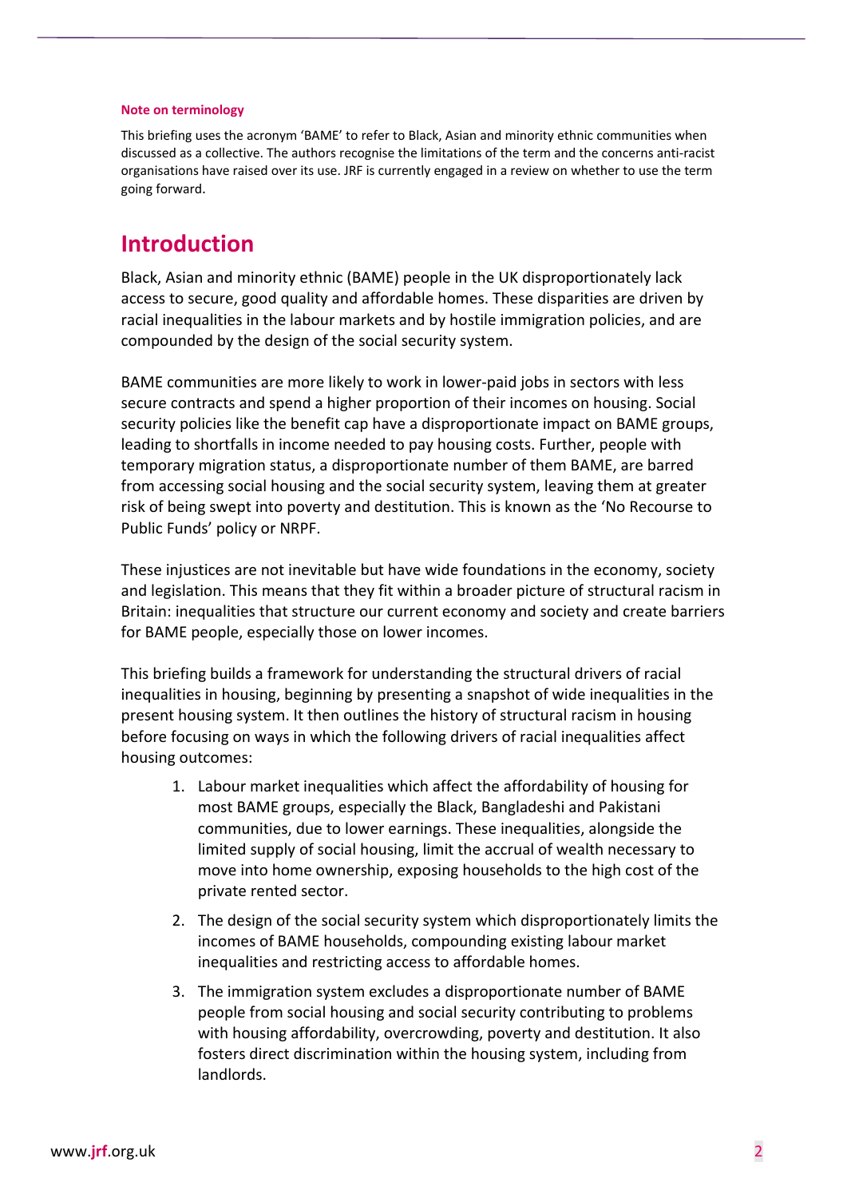**Note on terminology**

This briefing uses the acronym 'BAME' to refer to Black, Asian and minority ethnic communities when discussed as a collective. The authors recognise the limitations of the term and the concerns anti-racist organisations have raised over its use. JRF is currently engaged in a review on whether to use the term going forward.

## Introduction

Black, Asian and minority ethnic (BAME) people in the UK disproportionately lack access to secure, good quality and affordable homes. These disparities are driven by racial inequalities in the labour markets and by hostile immigration policies, and are compounded by the design of the social security system.

BAME communities are more likely to work in lower-paid jobs in sectors with less secure contracts and spend a higher proportion of their incomes on housing. Social security policies like the benefit cap have a disproportionate impact on BAME groups, leading to shortfalls in income needed to pay housing costs. Further, people with temporary migration status, a disproportionate number of them BAME, are barred from accessing social housing and the social security system, leaving them at greater risk of being swept into poverty and destitution. This is known as the 'No Recourse to Public Funds' policy or NRPF.

These injustices are not inevitable but have wide foundations in the economy, society and legislation. This means that they fit within a broader picture of structural racism in Britain: inequalities that structure our current economy and society and create barriers for BAME people, especially those on lower incomes.

This briefing builds a framework for understanding the structural drivers of racial inequalities in housing, beginning by presenting a snapshot of wide inequalities in the present housing system. It then outlines the history of structural racism in housing before focusing on ways in which the following drivers of racial inequalities affect housing outcomes:

1. Labour market inequalities which affect the affordability of housing for most BAME groups, especially the Black, Bangladeshi and Pakistani communities, due to lower earnings. These inequalities, alongside the limited supply of social housing, limit the accrual of wealth necessary to move into home ownership, exposing households to the high cost of the private rented sector.
2. The design of the social security system which disproportionately limits the incomes of BAME households, compounding existing labour market inequalities and restricting access to affordable homes.
3. The immigration system excludes a disproportionate number of BAME people from social housing and social security contributing to problems with housing affordability, overcrowding, poverty and destitution. It also fosters direct discrimination within the housing system, including from landlords.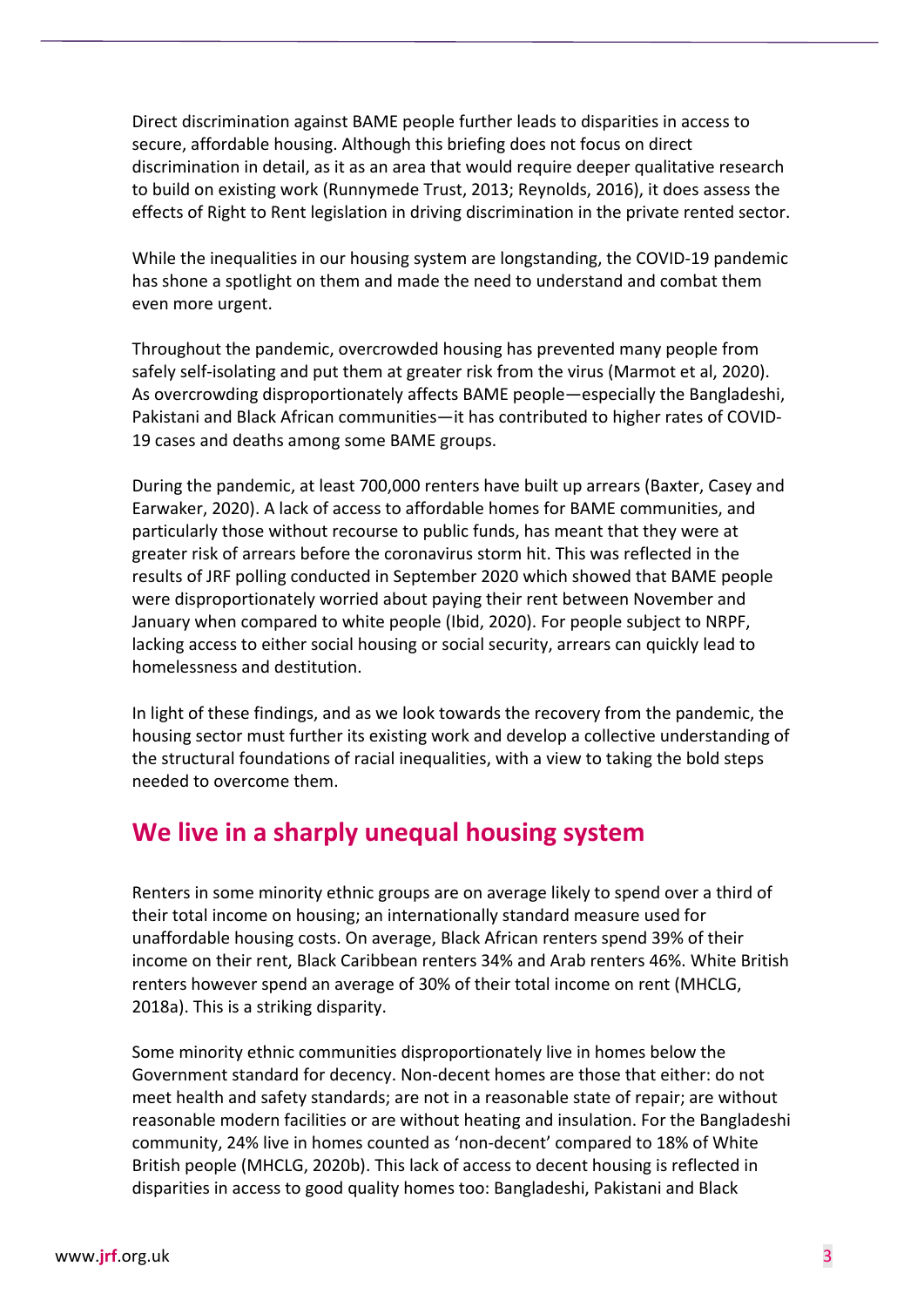Direct discrimination against BAME people further leads to disparities in access to secure, affordable housing. Although this briefing does not focus on direct discrimination in detail, as it as an area that would require deeper qualitative research to build on existing work (Runnymede Trust, 2013; Reynolds, 2016), it does assess the effects of Right to Rent legislation in driving discrimination in the private rented sector.

While the inequalities in our housing system are longstanding, the COVID-19 pandemic has shone a spotlight on them and made the need to understand and combat them even more urgent.

Throughout the pandemic, overcrowded housing has prevented many people from safely self-isolating and put them at greater risk from the virus (Marmot et al, 2020). As overcrowding disproportionately affects BAME people—especially the Bangladeshi, Pakistani and Black African communities—it has contributed to higher rates of COVID-19 cases and deaths among some BAME groups.

During the pandemic, at least 700,000 renters have built up arrears (Baxter, Casey and Earwaker, 2020). A lack of access to affordable homes for BAME communities, and particularly those without recourse to public funds, has meant that they were at greater risk of arrears before the coronavirus storm hit. This was reflected in the results of JRF polling conducted in September 2020 which showed that BAME people were disproportionately worried about paying their rent between November and January when compared to white people (Ibid, 2020). For people subject to NRPF, lacking access to either social housing or social security, arrears can quickly lead to homelessness and destitution.

In light of these findings, and as we look towards the recovery from the pandemic, the housing sector must further its existing work and develop a collective understanding of the structural foundations of racial inequalities, with a view to taking the bold steps needed to overcome them.

## We live in a sharply unequal housing system

Renters in some minority ethnic groups are on average likely to spend over a third of their total income on housing; an internationally standard measure used for unaffordable housing costs. On average, Black African renters spend 39% of their income on their rent, Black Caribbean renters 34% and Arab renters 46%. White British renters however spend an average of 30% of their total income on rent (MHCLG, 2018a). This is a striking disparity.

Some minority ethnic communities disproportionately live in homes below the Government standard for decency. Non-decent homes are those that either: do not meet health and safety standards; are not in a reasonable state of repair; are without reasonable modern facilities or are without heating and insulation. For the Bangladeshi community, 24% live in homes counted as 'non-decent' compared to 18% of White British people (MHCLG, 2020b). This lack of access to decent housing is reflected in disparities in access to good quality homes too: Bangladeshi, Pakistani and Black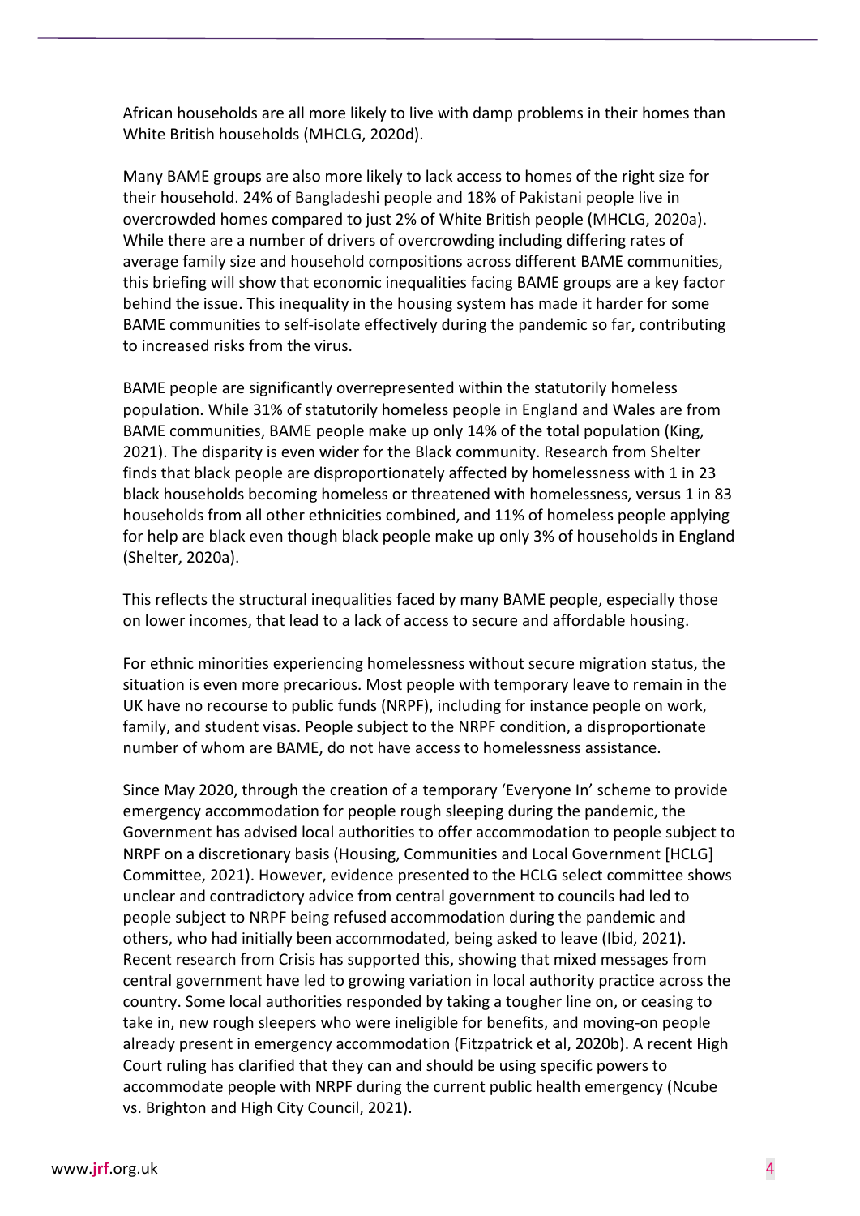African households are all more likely to live with damp problems in their homes than White British households (MHCLG, 2020d).

Many BAME groups are also more likely to lack access to homes of the right size for their household. 24% of Bangladeshi people and 18% of Pakistani people live in overcrowded homes compared to just 2% of White British people (MHCLG, 2020a). While there are a number of drivers of overcrowding including differing rates of average family size and household compositions across different BAME communities, this briefing will show that economic inequalities facing BAME groups are a key factor behind the issue. This inequality in the housing system has made it harder for some BAME communities to self-isolate effectively during the pandemic so far, contributing to increased risks from the virus.

BAME people are significantly overrepresented within the statutorily homeless population. While 31% of statutorily homeless people in England and Wales are from BAME communities, BAME people make up only 14% of the total population (King, 2021). The disparity is even wider for the Black community. Research from Shelter finds that black people are disproportionately affected by homelessness with 1 in 23 black households becoming homeless or threatened with homelessness, versus 1 in 83 households from all other ethnicities combined, and 11% of homeless people applying for help are black even though black people make up only 3% of households in England (Shelter, 2020a).

This reflects the structural inequalities faced by many BAME people, especially those on lower incomes, that lead to a lack of access to secure and affordable housing.

For ethnic minorities experiencing homelessness without secure migration status, the situation is even more precarious. Most people with temporary leave to remain in the UK have no recourse to public funds (NRPF), including for instance people on work, family, and student visas. People subject to the NRPF condition, a disproportionate number of whom are BAME, do not have access to homelessness assistance.

Since May 2020, through the creation of a temporary 'Everyone In' scheme to provide emergency accommodation for people rough sleeping during the pandemic, the Government has advised local authorities to offer accommodation to people subject to NRPF on a discretionary basis (Housing, Communities and Local Government [HCLG] Committee, 2021). However, evidence presented to the HCLG select committee shows unclear and contradictory advice from central government to councils had led to people subject to NRPF being refused accommodation during the pandemic and others, who had initially been accommodated, being asked to leave (Ibid, 2021). Recent research from Crisis has supported this, showing that mixed messages from central government have led to growing variation in local authority practice across the country. Some local authorities responded by taking a tougher line on, or ceasing to take in, new rough sleepers who were ineligible for benefits, and moving-on people already present in emergency accommodation (Fitzpatrick et al, 2020b). A recent High Court ruling has clarified that they can and should be using specific powers to accommodate people with NRPF during the current public health emergency (Ncube vs. Brighton and High City Council, 2021).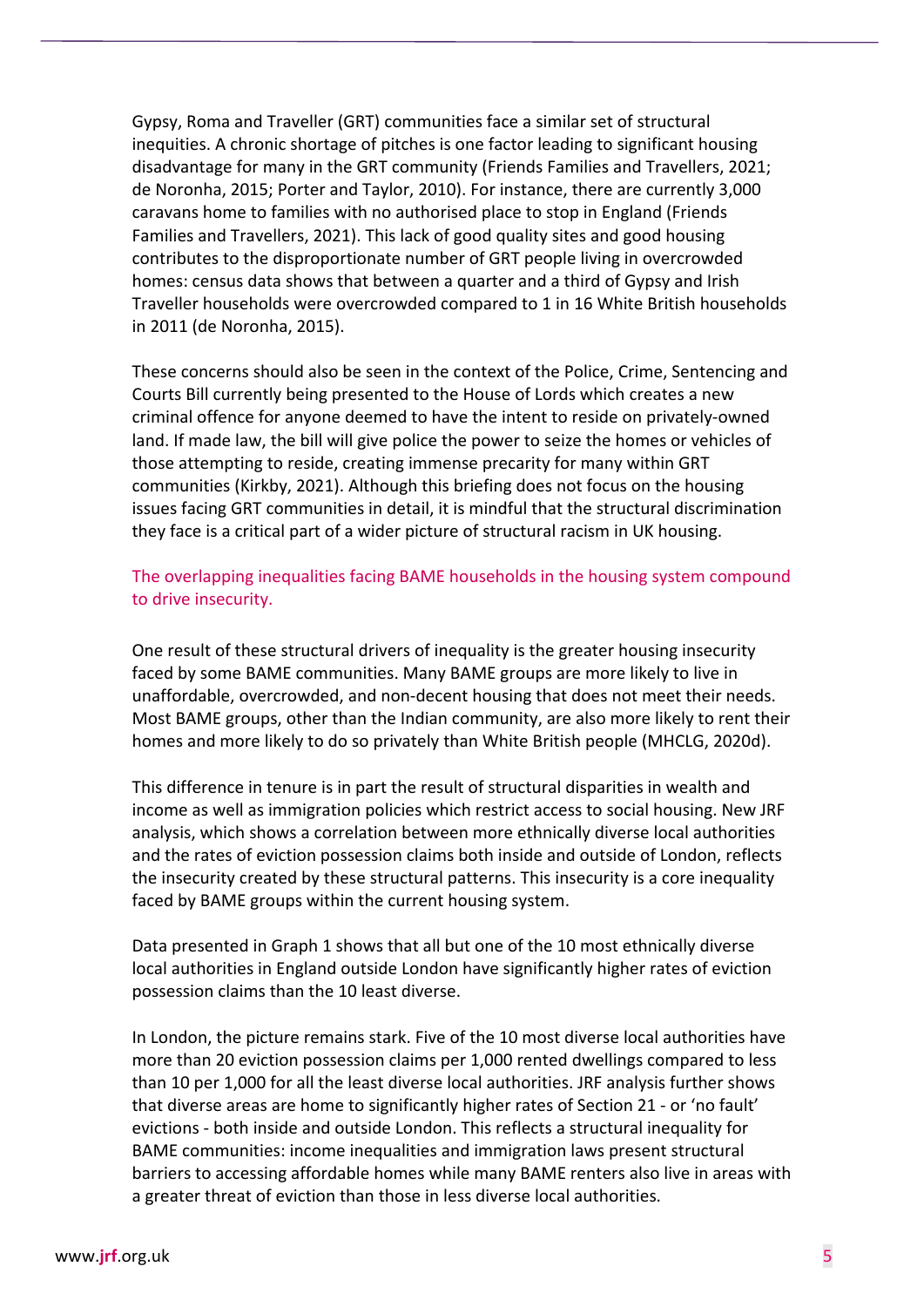Gypsy, Roma and Traveller (GRT) communities face a similar set of structural inequities. A chronic shortage of pitches is one factor leading to significant housing disadvantage for many in the GRT community (Friends Families and Travellers, 2021; de Noronha, 2015; Porter and Taylor, 2010). For instance, there are currently 3,000 caravans home to families with no authorised place to stop in England (Friends Families and Travellers, 2021). This lack of good quality sites and good housing contributes to the disproportionate number of GRT people living in overcrowded homes: census data shows that between a quarter and a third of Gypsy and Irish Traveller households were overcrowded compared to 1 in 16 White British households in 2011 (de Noronha, 2015).

These concerns should also be seen in the context of the Police, Crime, Sentencing and Courts Bill currently being presented to the House of Lords which creates a new criminal offence for anyone deemed to have the intent to reside on privately-owned land. If made law, the bill will give police the power to seize the homes or vehicles of those attempting to reside, creating immense precarity for many within GRT communities (Kirkby, 2021). Although this briefing does not focus on the housing issues facing GRT communities in detail, it is mindful that the structural discrimination they face is a critical part of a wider picture of structural racism in UK housing.

### The overlapping inequalities facing BAME households in the housing system compound to drive insecurity.

One result of these structural drivers of inequality is the greater housing insecurity faced by some BAME communities. Many BAME groups are more likely to live in unaffordable, overcrowded, and non-decent housing that does not meet their needs. Most BAME groups, other than the Indian community, are also more likely to rent their homes and more likely to do so privately than White British people (MHCLG, 2020d).

This difference in tenure is in part the result of structural disparities in wealth and income as well as immigration policies which restrict access to social housing. New JRF analysis, which shows a correlation between more ethnically diverse local authorities and the rates of eviction possession claims both inside and outside of London, reflects the insecurity created by these structural patterns. This insecurity is a core inequality faced by BAME groups within the current housing system.

Data presented in Graph 1 shows that all but one of the 10 most ethnically diverse local authorities in England outside London have significantly higher rates of eviction possession claims than the 10 least diverse.

In London, the picture remains stark. Five of the 10 most diverse local authorities have more than 20 eviction possession claims per 1,000 rented dwellings compared to less than 10 per 1,000 for all the least diverse local authorities. JRF analysis further shows that diverse areas are home to significantly higher rates of Section 21 - or 'no fault' evictions - both inside and outside London. This reflects a structural inequality for BAME communities: income inequalities and immigration laws present structural barriers to accessing affordable homes while many BAME renters also live in areas with a greater threat of eviction than those in less diverse local authorities.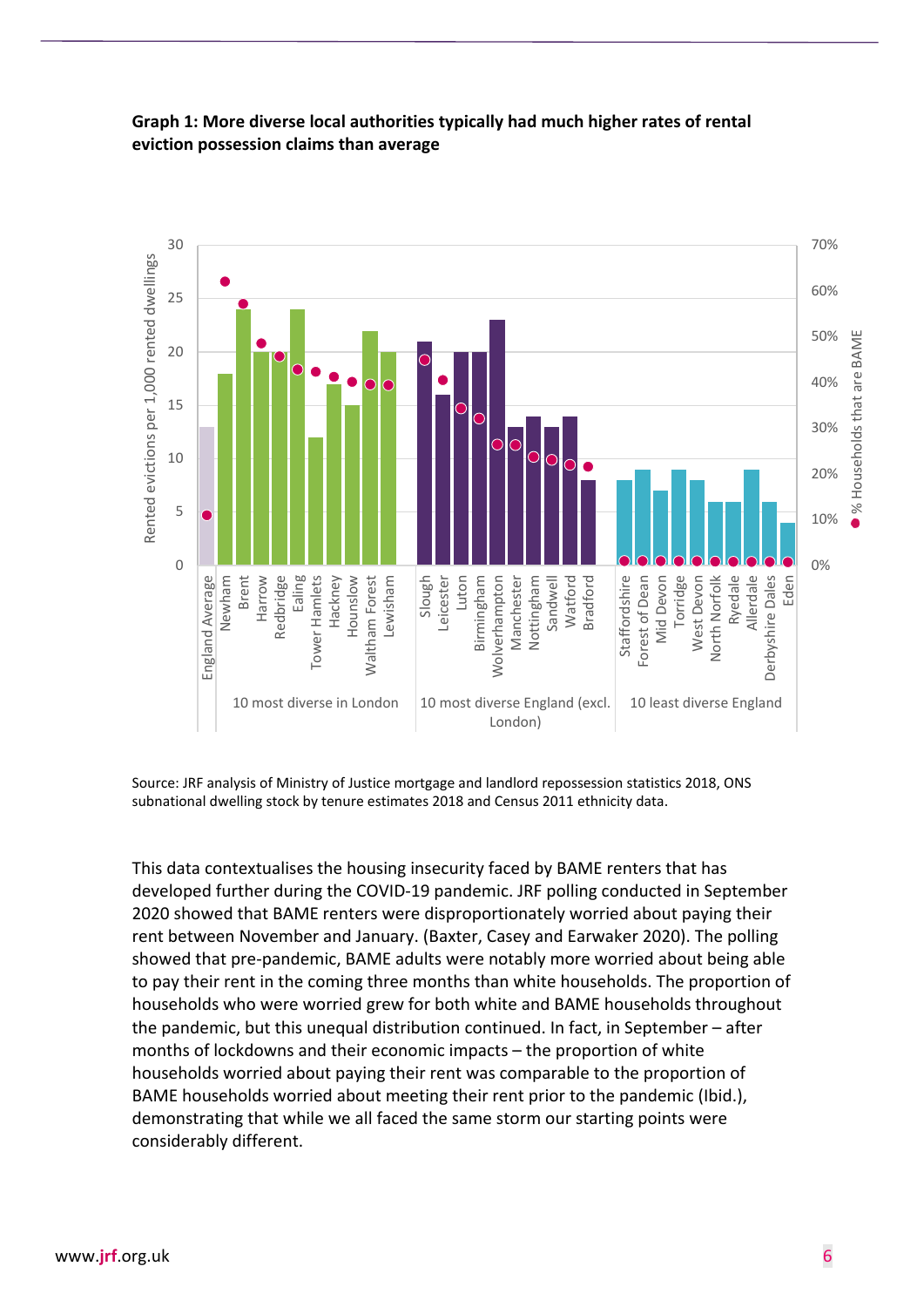**Graph 1: More diverse local authorities typically had much higher rates of rental eviction possession claims than average**

Source: JRF analysis of Ministry of Justice mortgage and landlord repossession statistics 2018, ONS subnational dwelling stock by tenure estimates 2018 and Census 2011 ethnicity data.

This data contextualises the housing insecurity faced by BAME renters that has developed further during the COVID-19 pandemic. JRF polling conducted in September 2020 showed that BAME renters were disproportionately worried about paying their rent between November and January. (Baxter, Casey and Earwaker 2020). The polling showed that pre-pandemic, BAME adults were notably more worried about being able to pay their rent in the coming three months than white households. The proportion of households who were worried grew for both white and BAME households throughout the pandemic, but this unequal distribution continued. In fact, in September – after months of lockdowns and their economic impacts – the proportion of white households worried about paying their rent was comparable to the proportion of BAME households worried about meeting their rent prior to the pandemic (Ibid.), demonstrating that while we all faced the same storm our starting points were considerably different.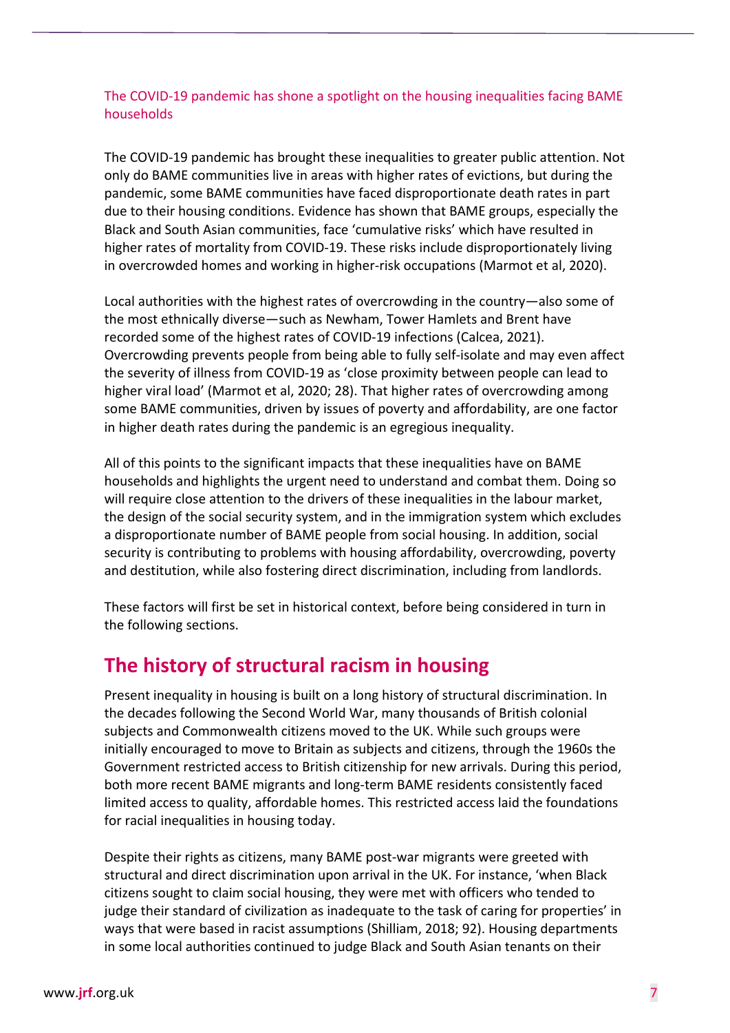### The COVID-19 pandemic has shone a spotlight on the housing inequalities facing BAME households

The COVID-19 pandemic has brought these inequalities to greater public attention. Not only do BAME communities live in areas with higher rates of evictions, but during the pandemic, some BAME communities have faced disproportionate death rates in part due to their housing conditions. Evidence has shown that BAME groups, especially the Black and South Asian communities, face 'cumulative risks' which have resulted in higher rates of mortality from COVID-19. These risks include disproportionately living in overcrowded homes and working in higher-risk occupations (Marmot et al, 2020).

Local authorities with the highest rates of overcrowding in the country—also some of the most ethnically diverse—such as Newham, Tower Hamlets and Brent have recorded some of the highest rates of COVID-19 infections (Calcea, 2021). Overcrowding prevents people from being able to fully self-isolate and may even affect the severity of illness from COVID-19 as 'close proximity between people can lead to higher viral load' (Marmot et al, 2020; 28). That higher rates of overcrowding among some BAME communities, driven by issues of poverty and affordability, are one factor in higher death rates during the pandemic is an egregious inequality.

All of this points to the significant impacts that these inequalities have on BAME households and highlights the urgent need to understand and combat them. Doing so will require close attention to the drivers of these inequalities in the labour market, the design of the social security system, and in the immigration system which excludes a disproportionate number of BAME people from social housing. In addition, social security is contributing to problems with housing affordability, overcrowding, poverty and destitution, while also fostering direct discrimination, including from landlords.

These factors will first be set in historical context, before being considered in turn in the following sections.

## The history of structural racism in housing

Present inequality in housing is built on a long history of structural discrimination. In the decades following the Second World War, many thousands of British colonial subjects and Commonwealth citizens moved to the UK. While such groups were initially encouraged to move to Britain as subjects and citizens, through the 1960s the Government restricted access to British citizenship for new arrivals. During this period, both more recent BAME migrants and long-term BAME residents consistently faced limited access to quality, affordable homes. This restricted access laid the foundations for racial inequalities in housing today.

Despite their rights as citizens, many BAME post-war migrants were greeted with structural and direct discrimination upon arrival in the UK. For instance, 'when Black citizens sought to claim social housing, they were met with officers who tended to judge their standard of civilization as inadequate to the task of caring for properties' in ways that were based in racist assumptions (Shilliam, 2018; 92). Housing departments in some local authorities continued to judge Black and South Asian tenants on their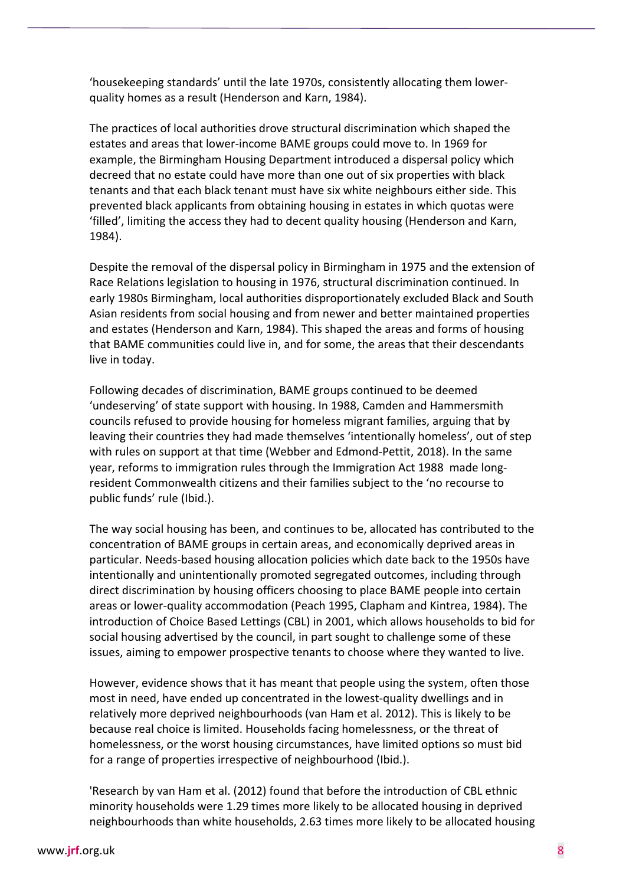'housekeeping standards' until the late 1970s, consistently allocating them lower-quality homes as a result (Henderson and Karn, 1984).

The practices of local authorities drove structural discrimination which shaped the estates and areas that lower-income BAME groups could move to. In 1969 for example, the Birmingham Housing Department introduced a dispersal policy which decreed that no estate could have more than one out of six properties with black tenants and that each black tenant must have six white neighbours either side. This prevented black applicants from obtaining housing in estates in which quotas were 'filled', limiting the access they had to decent quality housing (Henderson and Karn, 1984).

Despite the removal of the dispersal policy in Birmingham in 1975 and the extension of Race Relations legislation to housing in 1976, structural discrimination continued. In early 1980s Birmingham, local authorities disproportionately excluded Black and South Asian residents from social housing and from newer and better maintained properties and estates (Henderson and Karn, 1984). This shaped the areas and forms of housing that BAME communities could live in, and for some, the areas that their descendants live in today.

Following decades of discrimination, BAME groups continued to be deemed 'undeserving' of state support with housing. In 1988, Camden and Hammersmith councils refused to provide housing for homeless migrant families, arguing that by leaving their countries they had made themselves 'intentionally homeless', out of step with rules on support at that time (Webber and Edmond-Pettit, 2018). In the same year, reforms to immigration rules through the Immigration Act 1988 made long-resident Commonwealth citizens and their families subject to the 'no recourse to public funds' rule (Ibid.).

The way social housing has been, and continues to be, allocated has contributed to the concentration of BAME groups in certain areas, and economically deprived areas in particular. Needs-based housing allocation policies which date back to the 1950s have intentionally and unintentionally promoted segregated outcomes, including through direct discrimination by housing officers choosing to place BAME people into certain areas or lower-quality accommodation (Peach 1995, Clapham and Kintrea, 1984). The introduction of Choice Based Lettings (CBL) in 2001, which allows households to bid for social housing advertised by the council, in part sought to challenge some of these issues, aiming to empower prospective tenants to choose where they wanted to live.

However, evidence shows that it has meant that people using the system, often those most in need, have ended up concentrated in the lowest-quality dwellings and in relatively more deprived neighbourhoods (van Ham et al. 2012). This is likely to be because real choice is limited. Households facing homelessness, or the threat of homelessness, or the worst housing circumstances, have limited options so must bid for a range of properties irrespective of neighbourhood (Ibid.).

'Research by van Ham et al. (2012) found that before the introduction of CBL ethnic minority households were 1.29 times more likely to be allocated housing in deprived neighbourhoods than white households, 2.63 times more likely to be allocated housing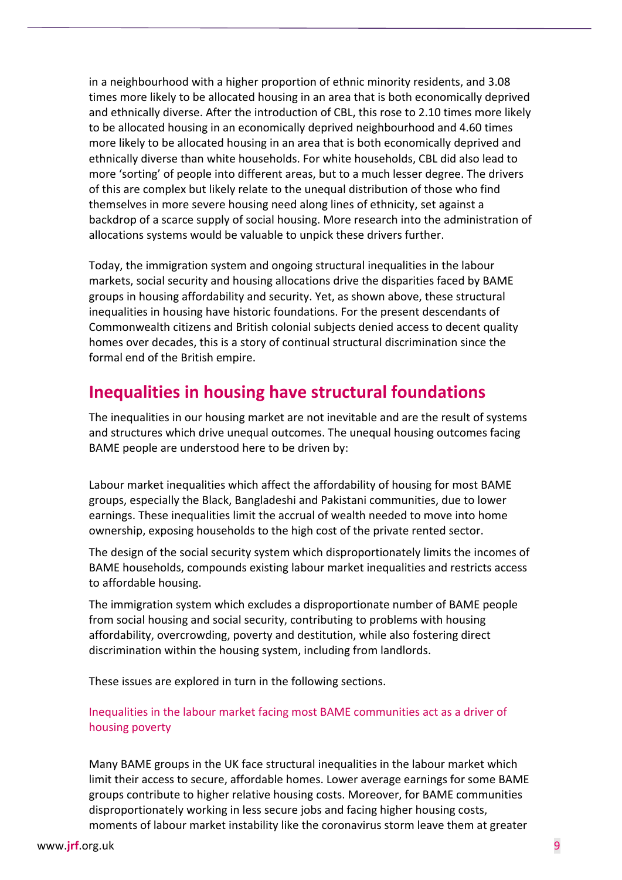in a neighbourhood with a higher proportion of ethnic minority residents, and 3.08 times more likely to be allocated housing in an area that is both economically deprived and ethnically diverse. After the introduction of CBL, this rose to 2.10 times more likely to be allocated housing in an economically deprived neighbourhood and 4.60 times more likely to be allocated housing in an area that is both economically deprived and ethnically diverse than white households. For white households, CBL did also lead to more 'sorting' of people into different areas, but to a much lesser degree. The drivers of this are complex but likely relate to the unequal distribution of those who find themselves in more severe housing need along lines of ethnicity, set against a backdrop of a scarce supply of social housing. More research into the administration of allocations systems would be valuable to unpick these drivers further.

Today, the immigration system and ongoing structural inequalities in the labour markets, social security and housing allocations drive the disparities faced by BAME groups in housing affordability and security. Yet, as shown above, these structural inequalities in housing have historic foundations. For the present descendants of Commonwealth citizens and British colonial subjects denied access to decent quality homes over decades, this is a story of continual structural discrimination since the formal end of the British empire.

## Inequalities in housing have structural foundations

The inequalities in our housing market are not inevitable and are the result of systems and structures which drive unequal outcomes. The unequal housing outcomes facing BAME people are understood here to be driven by:

Labour market inequalities which affect the affordability of housing for most BAME groups, especially the Black, Bangladeshi and Pakistani communities, due to lower earnings. These inequalities limit the accrual of wealth needed to move into home ownership, exposing households to the high cost of the private rented sector.

The design of the social security system which disproportionately limits the incomes of BAME households, compounds existing labour market inequalities and restricts access to affordable housing.

The immigration system which excludes a disproportionate number of BAME people from social housing and social security, contributing to problems with housing affordability, overcrowding, poverty and destitution, while also fostering direct discrimination within the housing system, including from landlords.

These issues are explored in turn in the following sections.

### Inequalities in the labour market facing most BAME communities act as a driver of housing poverty

Many BAME groups in the UK face structural inequalities in the labour market which limit their access to secure, affordable homes. Lower average earnings for some BAME groups contribute to higher relative housing costs. Moreover, for BAME communities disproportionately working in less secure jobs and facing higher housing costs, moments of labour market instability like the coronavirus storm leave them at greater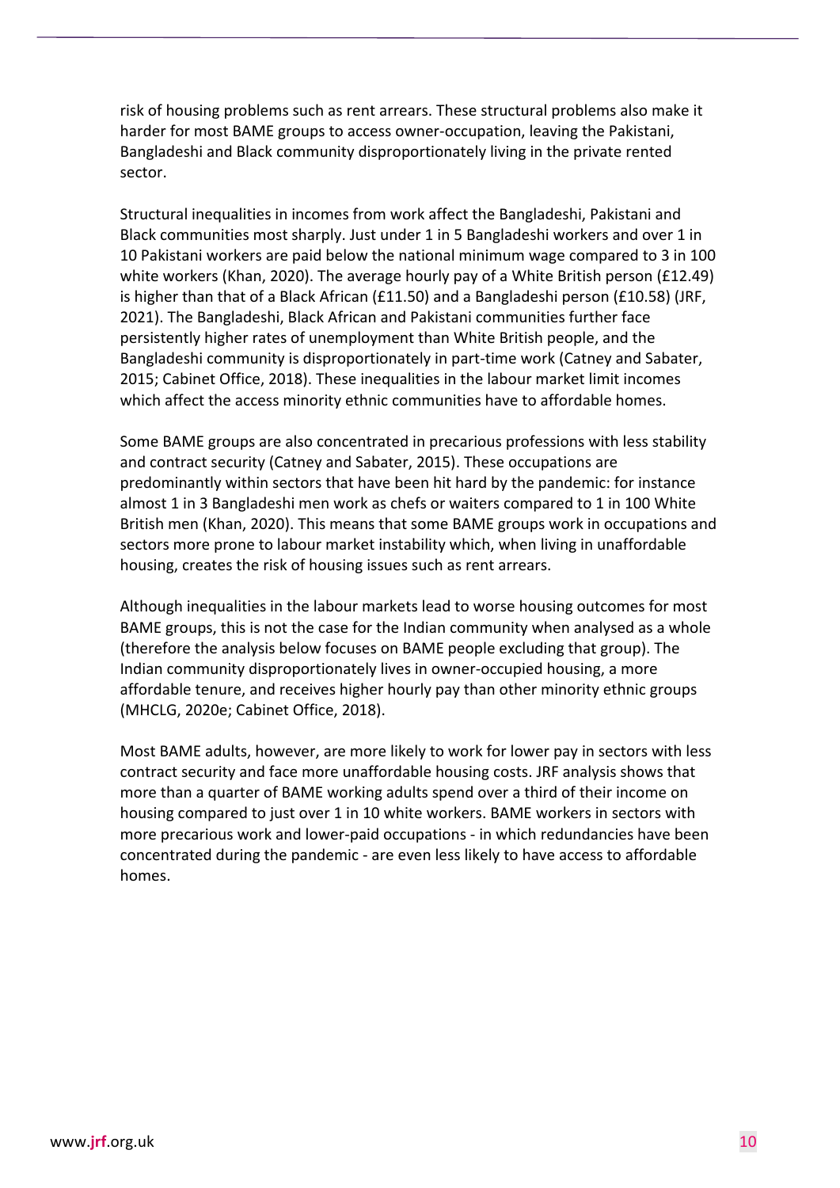risk of housing problems such as rent arrears. These structural problems also make it harder for most BAME groups to access owner-occupation, leaving the Pakistani, Bangladeshi and Black community disproportionately living in the private rented sector.

Structural inequalities in incomes from work affect the Bangladeshi, Pakistani and Black communities most sharply. Just under 1 in 5 Bangladeshi workers and over 1 in 10 Pakistani workers are paid below the national minimum wage compared to 3 in 100 white workers (Khan, 2020). The average hourly pay of a White British person (£12.49) is higher than that of a Black African (£11.50) and a Bangladeshi person (£10.58) (JRF, 2021). The Bangladeshi, Black African and Pakistani communities further face persistently higher rates of unemployment than White British people, and the Bangladeshi community is disproportionately in part-time work (Catney and Sabater, 2015; Cabinet Office, 2018). These inequalities in the labour market limit incomes which affect the access minority ethnic communities have to affordable homes.

Some BAME groups are also concentrated in precarious professions with less stability and contract security (Catney and Sabater, 2015). These occupations are predominantly within sectors that have been hit hard by the pandemic: for instance almost 1 in 3 Bangladeshi men work as chefs or waiters compared to 1 in 100 White British men (Khan, 2020). This means that some BAME groups work in occupations and sectors more prone to labour market instability which, when living in unaffordable housing, creates the risk of housing issues such as rent arrears.

Although inequalities in the labour markets lead to worse housing outcomes for most BAME groups, this is not the case for the Indian community when analysed as a whole (therefore the analysis below focuses on BAME people excluding that group). The Indian community disproportionately lives in owner-occupied housing, a more affordable tenure, and receives higher hourly pay than other minority ethnic groups (MHCLG, 2020e; Cabinet Office, 2018).

Most BAME adults, however, are more likely to work for lower pay in sectors with less contract security and face more unaffordable housing costs. JRF analysis shows that more than a quarter of BAME working adults spend over a third of their income on housing compared to just over 1 in 10 white workers. BAME workers in sectors with more precarious work and lower-paid occupations - in which redundancies have been concentrated during the pandemic - are even less likely to have access to affordable homes.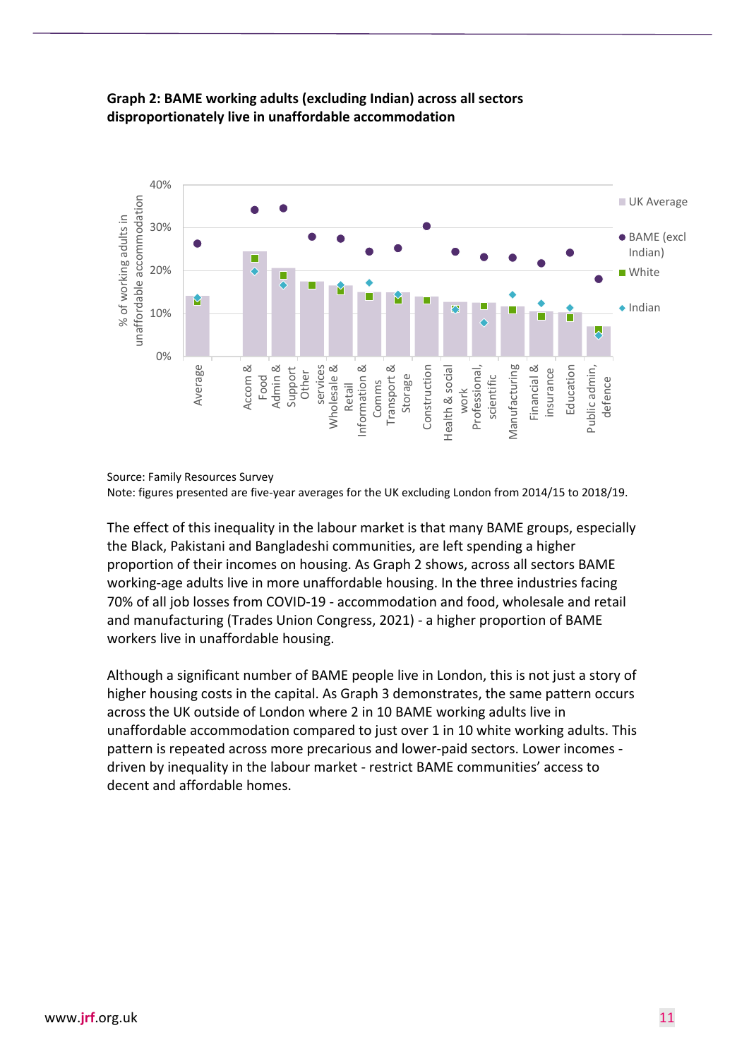**Graph 2: BAME working adults (excluding Indian) across all sectors disproportionately live in unaffordable accommodation**

Source: Family Resources Survey
Note: figures presented are five-year averages for the UK excluding London from 2014/15 to 2018/19.

The effect of this inequality in the labour market is that many BAME groups, especially the Black, Pakistani and Bangladeshi communities, are left spending a higher proportion of their incomes on housing. As Graph 2 shows, across all sectors BAME working-age adults live in more unaffordable housing. In the three industries facing 70% of all job losses from COVID-19 - accommodation and food, wholesale and retail and manufacturing (Trades Union Congress, 2021) - a higher proportion of BAME workers live in unaffordable housing.

Although a significant number of BAME people live in London, this is not just a story of higher housing costs in the capital. As Graph 3 demonstrates, the same pattern occurs across the UK outside of London where 2 in 10 BAME working adults live in unaffordable accommodation compared to just over 1 in 10 white working adults. This pattern is repeated across more precarious and lower-paid sectors. Lower incomes - driven by inequality in the labour market - restrict BAME communities' access to decent and affordable homes.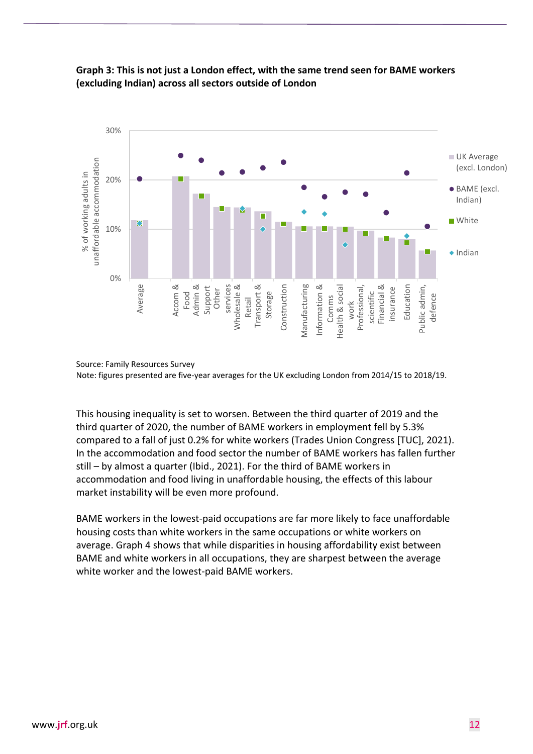**Graph 3: This is not just a London effect, with the same trend seen for BAME workers (excluding Indian) across all sectors outside of London**

Source: Family Resources Survey

Note: figures presented are five-year averages for the UK excluding London from 2014/15 to 2018/19.

This housing inequality is set to worsen. Between the third quarter of 2019 and the third quarter of 2020, the number of BAME workers in employment fell by 5.3% compared to a fall of just 0.2% for white workers (Trades Union Congress [TUC], 2021). In the accommodation and food sector the number of BAME workers has fallen further still – by almost a quarter (Ibid., 2021). For the third of BAME workers in accommodation and food living in unaffordable housing, the effects of this labour market instability will be even more profound.

BAME workers in the lowest-paid occupations are far more likely to face unaffordable housing costs than white workers in the same occupations or white workers on average. Graph 4 shows that while disparities in housing affordability exist between BAME and white workers in all occupations, they are sharpest between the average white worker and the lowest-paid BAME workers.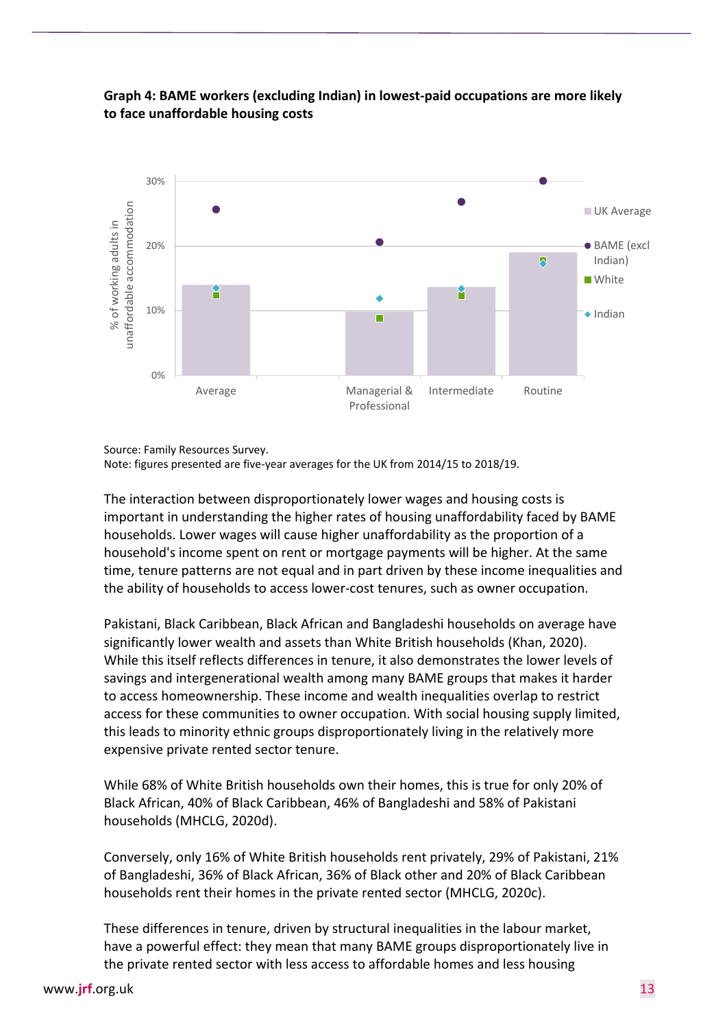**Graph 4: BAME workers (excluding Indian) in lowest-paid occupations are more likely to face unaffordable housing costs**

Source: Family Resources Survey.
Note: figures presented are five-year averages for the UK from 2014/15 to 2018/19.

The interaction between disproportionately lower wages and housing costs is important in understanding the higher rates of housing unaffordability faced by BAME households. Lower wages will cause higher unaffordability as the proportion of a household's income spent on rent or mortgage payments will be higher. At the same time, tenure patterns are not equal and in part driven by these income inequalities and the ability of households to access lower-cost tenures, such as owner occupation.

Pakistani, Black Caribbean, Black African and Bangladeshi households on average have significantly lower wealth and assets than White British households (Khan, 2020). While this itself reflects differences in tenure, it also demonstrates the lower levels of savings and intergenerational wealth among many BAME groups that makes it harder to access homeownership. These income and wealth inequalities overlap to restrict access for these communities to owner occupation. With social housing supply limited, this leads to minority ethnic groups disproportionately living in the relatively more expensive private rented sector tenure.

While 68% of White British households own their homes, this is true for only 20% of Black African, 40% of Black Caribbean, 46% of Bangladeshi and 58% of Pakistani households (MHCLG, 2020d).

Conversely, only 16% of White British households rent privately, 29% of Pakistani, 21% of Bangladeshi, 36% of Black African, 36% of Black other and 20% of Black Caribbean households rent their homes in the private rented sector (MHCLG, 2020c).

These differences in tenure, driven by structural inequalities in the labour market, have a powerful effect: they mean that many BAME groups disproportionately live in the private rented sector with less access to affordable homes and less housing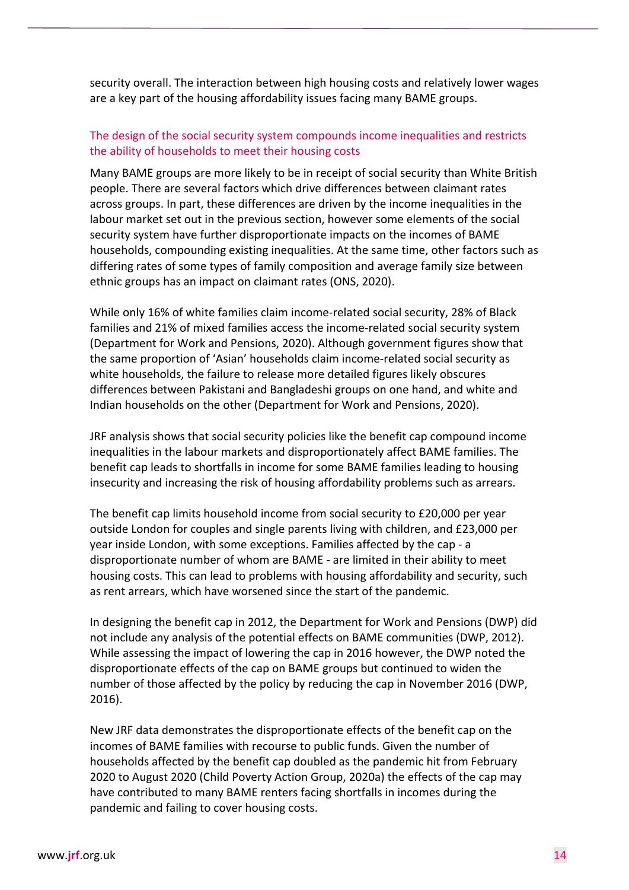security overall. The interaction between high housing costs and relatively lower wages are a key part of the housing affordability issues facing many BAME groups.

### The design of the social security system compounds income inequalities and restricts the ability of households to meet their housing costs

Many BAME groups are more likely to be in receipt of social security than White British people. There are several factors which drive differences between claimant rates across groups. In part, these differences are driven by the income inequalities in the labour market set out in the previous section, however some elements of the social security system have further disproportionate impacts on the incomes of BAME households, compounding existing inequalities. At the same time, other factors such as differing rates of some types of family composition and average family size between ethnic groups has an impact on claimant rates (ONS, 2020).

While only 16% of white families claim income-related social security, 28% of Black families and 21% of mixed families access the income-related social security system (Department for Work and Pensions, 2020). Although government figures show that the same proportion of 'Asian' households claim income-related social security as white households, the failure to release more detailed figures likely obscures differences between Pakistani and Bangladeshi groups on one hand, and white and Indian households on the other (Department for Work and Pensions, 2020).

JRF analysis shows that social security policies like the benefit cap compound income inequalities in the labour markets and disproportionately affect BAME families. The benefit cap leads to shortfalls in income for some BAME families leading to housing insecurity and increasing the risk of housing affordability problems such as arrears.

The benefit cap limits household income from social security to £20,000 per year outside London for couples and single parents living with children, and £23,000 per year inside London, with some exceptions. Families affected by the cap - a disproportionate number of whom are BAME - are limited in their ability to meet housing costs. This can lead to problems with housing affordability and security, such as rent arrears, which have worsened since the start of the pandemic.

In designing the benefit cap in 2012, the Department for Work and Pensions (DWP) did not include any analysis of the potential effects on BAME communities (DWP, 2012). While assessing the impact of lowering the cap in 2016 however, the DWP noted the disproportionate effects of the cap on BAME groups but continued to widen the number of those affected by the policy by reducing the cap in November 2016 (DWP, 2016).

New JRF data demonstrates the disproportionate effects of the benefit cap on the incomes of BAME families with recourse to public funds. Given the number of households affected by the benefit cap doubled as the pandemic hit from February 2020 to August 2020 (Child Poverty Action Group, 2020a) the effects of the cap may have contributed to many BAME renters facing shortfalls in incomes during the pandemic and failing to cover housing costs.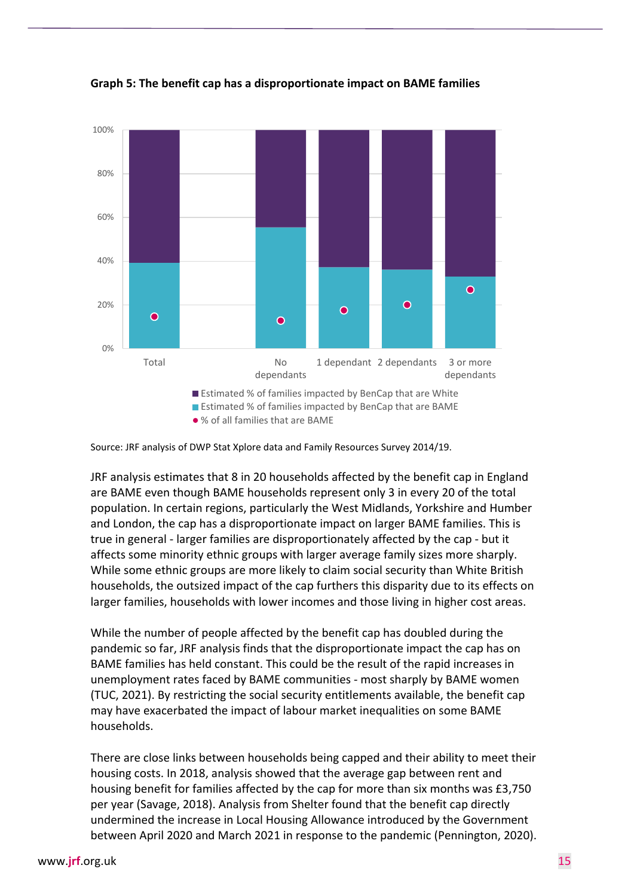**Graph 5: The benefit cap has a disproportionate impact on BAME families**

Source: JRF analysis of DWP Stat Xplore data and Family Resources Survey 2014/19.

JRF analysis estimates that 8 in 20 households affected by the benefit cap in England are BAME even though BAME households represent only 3 in every 20 of the total population. In certain regions, particularly the West Midlands, Yorkshire and Humber and London, the cap has a disproportionate impact on larger BAME families. This is true in general - larger families are disproportionately affected by the cap - but it affects some minority ethnic groups with larger average family sizes more sharply. While some ethnic groups are more likely to claim social security than White British households, the outsized impact of the cap furthers this disparity due to its effects on larger families, households with lower incomes and those living in higher cost areas.

While the number of people affected by the benefit cap has doubled during the pandemic so far, JRF analysis finds that the disproportionate impact the cap has on BAME families has held constant. This could be the result of the rapid increases in unemployment rates faced by BAME communities - most sharply by BAME women (TUC, 2021). By restricting the social security entitlements available, the benefit cap may have exacerbated the impact of labour market inequalities on some BAME households.

There are close links between households being capped and their ability to meet their housing costs. In 2018, analysis showed that the average gap between rent and housing benefit for families affected by the cap for more than six months was £3,750 per year (Savage, 2018). Analysis from Shelter found that the benefit cap directly undermined the increase in Local Housing Allowance introduced by the Government between April 2020 and March 2021 in response to the pandemic (Pennington, 2020).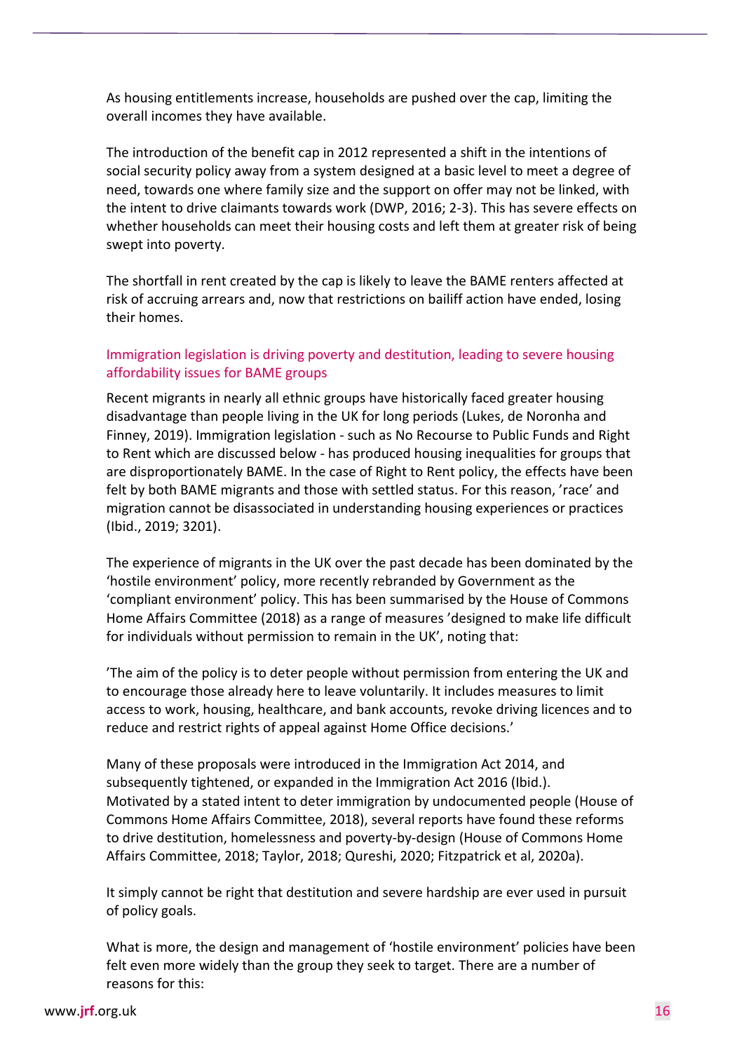As housing entitlements increase, households are pushed over the cap, limiting the overall incomes they have available.

The introduction of the benefit cap in 2012 represented a shift in the intentions of social security policy away from a system designed at a basic level to meet a degree of need, towards one where family size and the support on offer may not be linked, with the intent to drive claimants towards work (DWP, 2016; 2-3). This has severe effects on whether households can meet their housing costs and left them at greater risk of being swept into poverty.

The shortfall in rent created by the cap is likely to leave the BAME renters affected at risk of accruing arrears and, now that restrictions on bailiff action have ended, losing their homes.

### Immigration legislation is driving poverty and destitution, leading to severe housing affordability issues for BAME groups

Recent migrants in nearly all ethnic groups have historically faced greater housing disadvantage than people living in the UK for long periods (Lukes, de Noronha and Finney, 2019). Immigration legislation - such as No Recourse to Public Funds and Right to Rent which are discussed below - has produced housing inequalities for groups that are disproportionately BAME. In the case of Right to Rent policy, the effects have been felt by both BAME migrants and those with settled status. For this reason, 'race' and migration cannot be disassociated in understanding housing experiences or practices (Ibid., 2019; 3201).

The experience of migrants in the UK over the past decade has been dominated by the 'hostile environment' policy, more recently rebranded by Government as the 'compliant environment' policy. This has been summarised by the House of Commons Home Affairs Committee (2018) as a range of measures 'designed to make life difficult for individuals without permission to remain in the UK', noting that:

'The aim of the policy is to deter people without permission from entering the UK and to encourage those already here to leave voluntarily. It includes measures to limit access to work, housing, healthcare, and bank accounts, revoke driving licences and to reduce and restrict rights of appeal against Home Office decisions.'

Many of these proposals were introduced in the Immigration Act 2014, and subsequently tightened, or expanded in the Immigration Act 2016 (Ibid.). Motivated by a stated intent to deter immigration by undocumented people (House of Commons Home Affairs Committee, 2018), several reports have found these reforms to drive destitution, homelessness and poverty-by-design (House of Commons Home Affairs Committee, 2018; Taylor, 2018; Qureshi, 2020; Fitzpatrick et al, 2020a).

It simply cannot be right that destitution and severe hardship are ever used in pursuit of policy goals.

What is more, the design and management of 'hostile environment' policies have been felt even more widely than the group they seek to target. There are a number of reasons for this: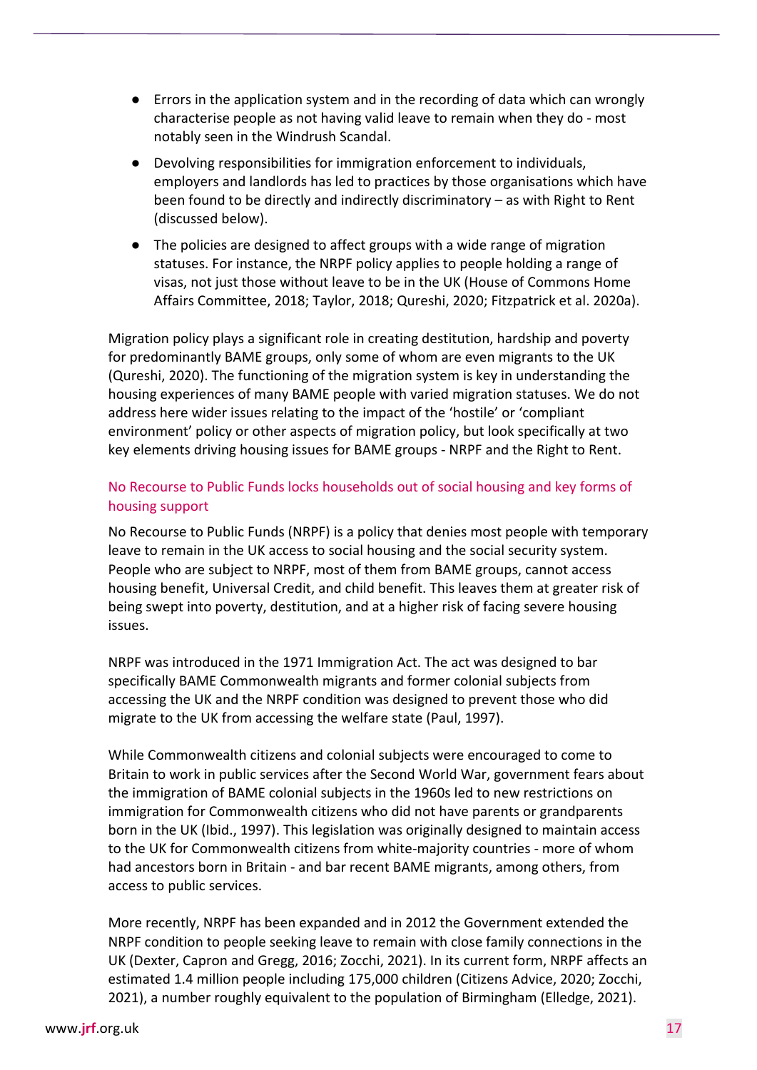- Errors in the application system and in the recording of data which can wrongly characterise people as not having valid leave to remain when they do - most notably seen in the Windrush Scandal.
- Devolving responsibilities for immigration enforcement to individuals, employers and landlords has led to practices by those organisations which have been found to be directly and indirectly discriminatory – as with Right to Rent (discussed below).
- The policies are designed to affect groups with a wide range of migration statuses. For instance, the NRPF policy applies to people holding a range of visas, not just those without leave to be in the UK (House of Commons Home Affairs Committee, 2018; Taylor, 2018; Qureshi, 2020; Fitzpatrick et al. 2020a).

Migration policy plays a significant role in creating destitution, hardship and poverty for predominantly BAME groups, only some of whom are even migrants to the UK (Qureshi, 2020). The functioning of the migration system is key in understanding the housing experiences of many BAME people with varied migration statuses. We do not address here wider issues relating to the impact of the 'hostile' or 'compliant environment' policy or other aspects of migration policy, but look specifically at two key elements driving housing issues for BAME groups - NRPF and the Right to Rent.

### No Recourse to Public Funds locks households out of social housing and key forms of housing support

No Recourse to Public Funds (NRPF) is a policy that denies most people with temporary leave to remain in the UK access to social housing and the social security system. People who are subject to NRPF, most of them from BAME groups, cannot access housing benefit, Universal Credit, and child benefit. This leaves them at greater risk of being swept into poverty, destitution, and at a higher risk of facing severe housing issues.

NRPF was introduced in the 1971 Immigration Act. The act was designed to bar specifically BAME Commonwealth migrants and former colonial subjects from accessing the UK and the NRPF condition was designed to prevent those who did migrate to the UK from accessing the welfare state (Paul, 1997).

While Commonwealth citizens and colonial subjects were encouraged to come to Britain to work in public services after the Second World War, government fears about the immigration of BAME colonial subjects in the 1960s led to new restrictions on immigration for Commonwealth citizens who did not have parents or grandparents born in the UK (Ibid., 1997). This legislation was originally designed to maintain access to the UK for Commonwealth citizens from white-majority countries - more of whom had ancestors born in Britain - and bar recent BAME migrants, among others, from access to public services.

More recently, NRPF has been expanded and in 2012 the Government extended the NRPF condition to people seeking leave to remain with close family connections in the UK (Dexter, Capron and Gregg, 2016; Zocchi, 2021). In its current form, NRPF affects an estimated 1.4 million people including 175,000 children (Citizens Advice, 2020; Zocchi, 2021), a number roughly equivalent to the population of Birmingham (Elledge, 2021).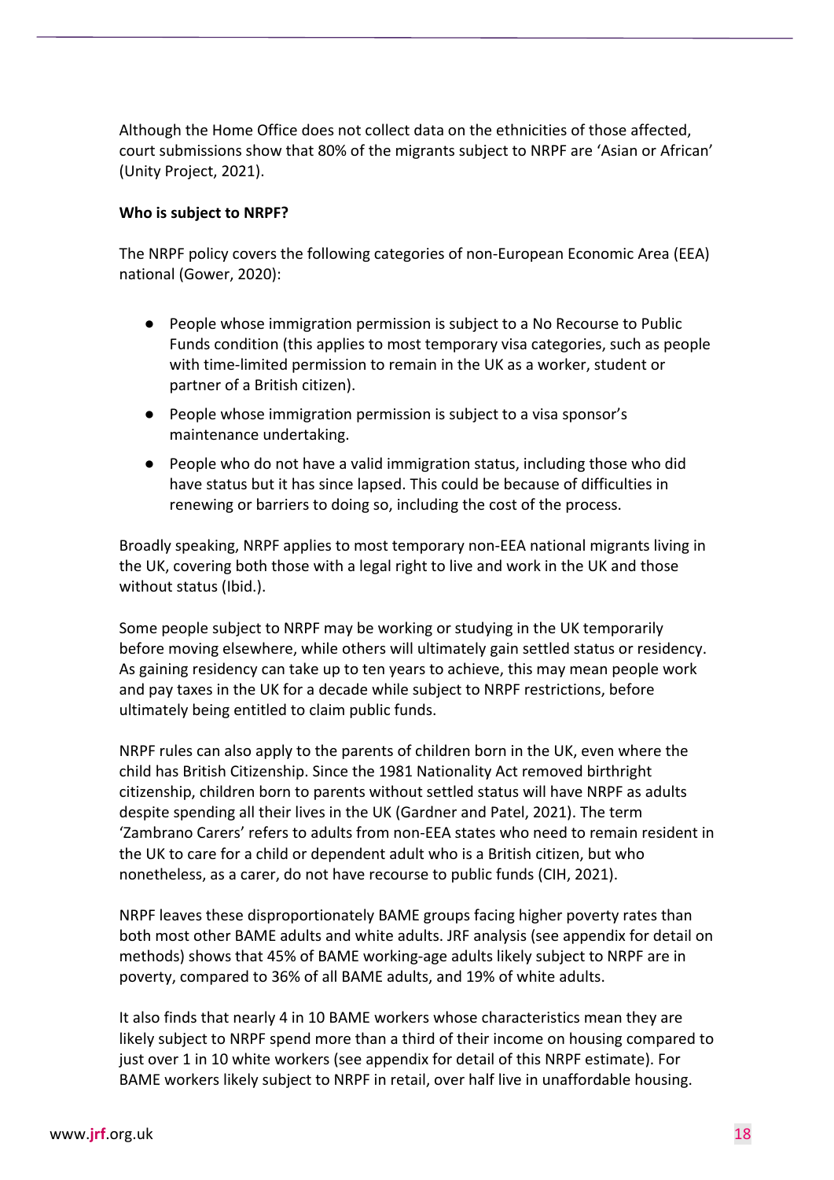Although the Home Office does not collect data on the ethnicities of those affected, court submissions show that 80% of the migrants subject to NRPF are 'Asian or African' (Unity Project, 2021).

**Who is subject to NRPF?**

The NRPF policy covers the following categories of non-European Economic Area (EEA) national (Gower, 2020):

- People whose immigration permission is subject to a No Recourse to Public Funds condition (this applies to most temporary visa categories, such as people with time-limited permission to remain in the UK as a worker, student or partner of a British citizen).
- People whose immigration permission is subject to a visa sponsor's maintenance undertaking.
- People who do not have a valid immigration status, including those who did have status but it has since lapsed. This could be because of difficulties in renewing or barriers to doing so, including the cost of the process.

Broadly speaking, NRPF applies to most temporary non-EEA national migrants living in the UK, covering both those with a legal right to live and work in the UK and those without status (Ibid.).

Some people subject to NRPF may be working or studying in the UK temporarily before moving elsewhere, while others will ultimately gain settled status or residency. As gaining residency can take up to ten years to achieve, this may mean people work and pay taxes in the UK for a decade while subject to NRPF restrictions, before ultimately being entitled to claim public funds.

NRPF rules can also apply to the parents of children born in the UK, even where the child has British Citizenship. Since the 1981 Nationality Act removed birthright citizenship, children born to parents without settled status will have NRPF as adults despite spending all their lives in the UK (Gardner and Patel, 2021). The term 'Zambrano Carers' refers to adults from non-EEA states who need to remain resident in the UK to care for a child or dependent adult who is a British citizen, but who nonetheless, as a carer, do not have recourse to public funds (CIH, 2021).

NRPF leaves these disproportionately BAME groups facing higher poverty rates than both most other BAME adults and white adults. JRF analysis (see appendix for detail on methods) shows that 45% of BAME working-age adults likely subject to NRPF are in poverty, compared to 36% of all BAME adults, and 19% of white adults.

It also finds that nearly 4 in 10 BAME workers whose characteristics mean they are likely subject to NRPF spend more than a third of their income on housing compared to just over 1 in 10 white workers (see appendix for detail of this NRPF estimate). For BAME workers likely subject to NRPF in retail, over half live in unaffordable housing.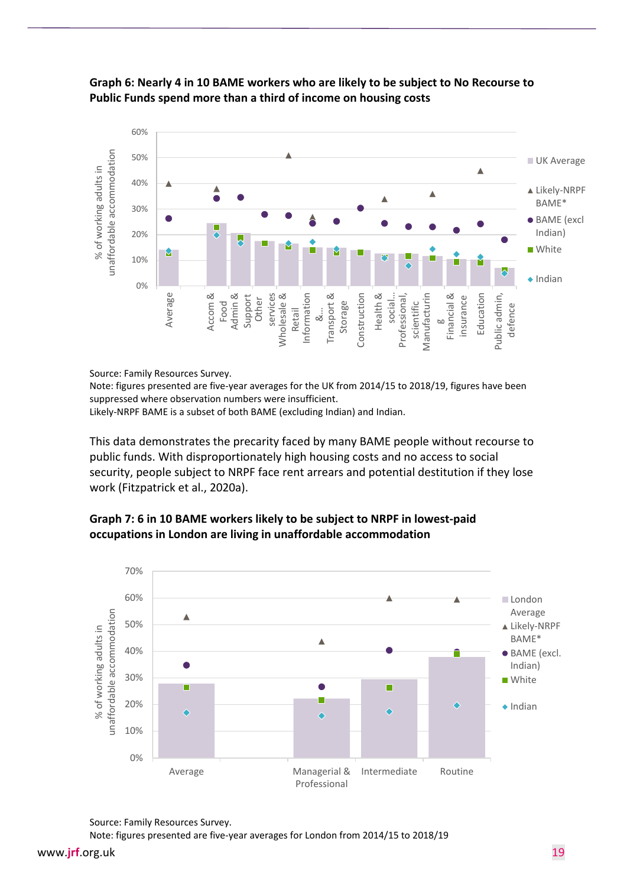**Graph 6: Nearly 4 in 10 BAME workers who are likely to be subject to No Recourse to Public Funds spend more than a third of income on housing costs**

Source: Family Resources Survey.
Note: figures presented are five-year averages for the UK from 2014/15 to 2018/19, figures have been suppressed where observation numbers were insufficient.
Likely-NRPF BAME is a subset of both BAME (excluding Indian) and Indian.

This data demonstrates the precarity faced by many BAME people without recourse to public funds. With disproportionately high housing costs and no access to social security, people subject to NRPF face rent arrears and potential destitution if they lose work (Fitzpatrick et al., 2020a).

**Graph 7: 6 in 10 BAME workers likely to be subject to NRPF in lowest-paid occupations in London are living in unaffordable accommodation**

Source: Family Resources Survey.
Note: figures presented are five-year averages for London from 2014/15 to 2018/19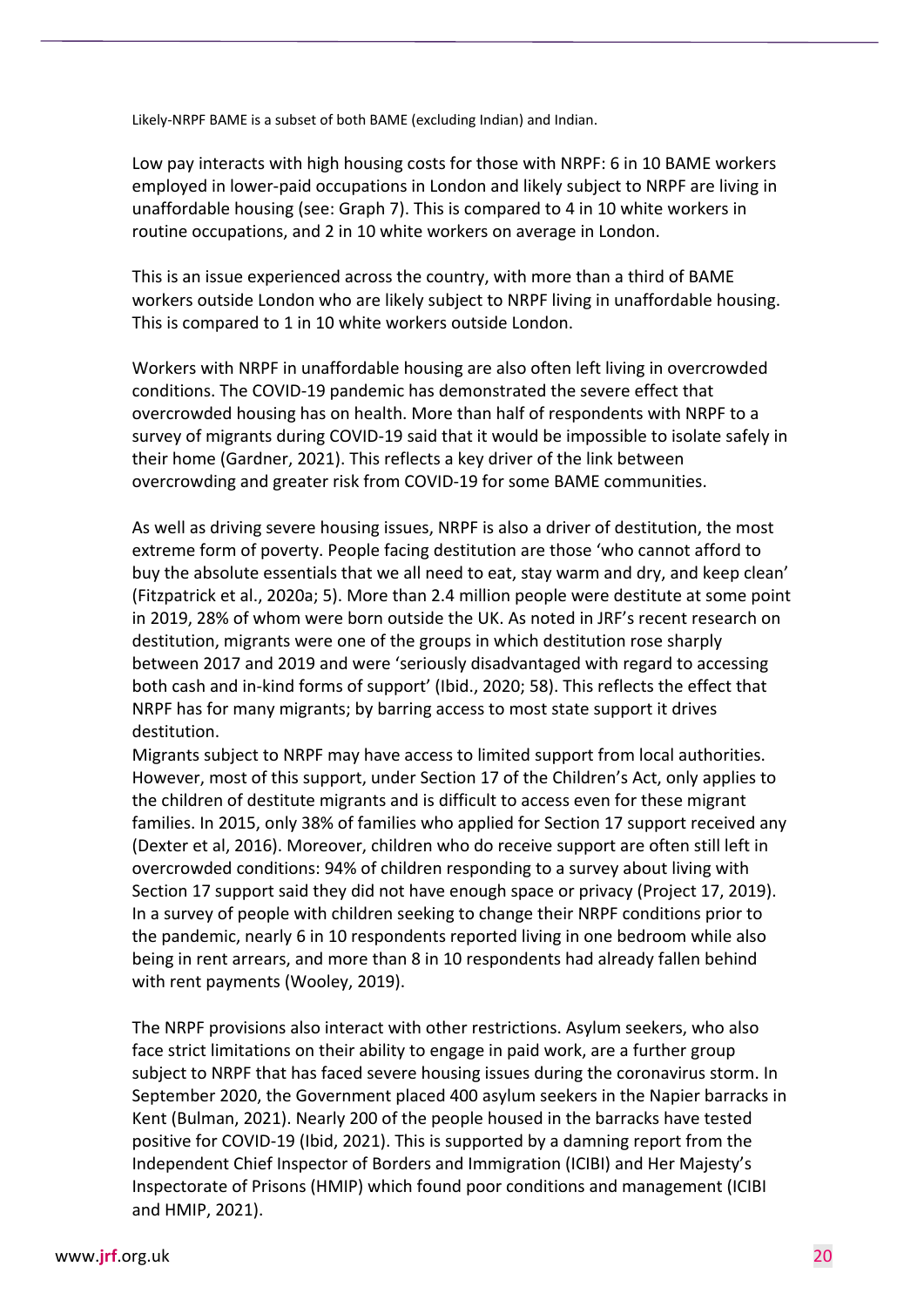Likely-NRPF BAME is a subset of both BAME (excluding Indian) and Indian.

Low pay interacts with high housing costs for those with NRPF: 6 in 10 BAME workers employed in lower-paid occupations in London and likely subject to NRPF are living in unaffordable housing (see: Graph 7). This is compared to 4 in 10 white workers in routine occupations, and 2 in 10 white workers on average in London.

This is an issue experienced across the country, with more than a third of BAME workers outside London who are likely subject to NRPF living in unaffordable housing. This is compared to 1 in 10 white workers outside London.

Workers with NRPF in unaffordable housing are also often left living in overcrowded conditions. The COVID-19 pandemic has demonstrated the severe effect that overcrowded housing has on health. More than half of respondents with NRPF to a survey of migrants during COVID-19 said that it would be impossible to isolate safely in their home (Gardner, 2021). This reflects a key driver of the link between overcrowding and greater risk from COVID-19 for some BAME communities.

As well as driving severe housing issues, NRPF is also a driver of destitution, the most extreme form of poverty. People facing destitution are those 'who cannot afford to buy the absolute essentials that we all need to eat, stay warm and dry, and keep clean' (Fitzpatrick et al., 2020a; 5). More than 2.4 million people were destitute at some point in 2019, 28% of whom were born outside the UK. As noted in JRF's recent research on destitution, migrants were one of the groups in which destitution rose sharply between 2017 and 2019 and were 'seriously disadvantaged with regard to accessing both cash and in-kind forms of support' (Ibid., 2020; 58). This reflects the effect that NRPF has for many migrants; by barring access to most state support it drives destitution.

Migrants subject to NRPF may have access to limited support from local authorities. However, most of this support, under Section 17 of the Children's Act, only applies to the children of destitute migrants and is difficult to access even for these migrant families. In 2015, only 38% of families who applied for Section 17 support received any (Dexter et al, 2016). Moreover, children who do receive support are often still left in overcrowded conditions: 94% of children responding to a survey about living with Section 17 support said they did not have enough space or privacy (Project 17, 2019). In a survey of people with children seeking to change their NRPF conditions prior to the pandemic, nearly 6 in 10 respondents reported living in one bedroom while also being in rent arrears, and more than 8 in 10 respondents had already fallen behind with rent payments (Wooley, 2019).

The NRPF provisions also interact with other restrictions. Asylum seekers, who also face strict limitations on their ability to engage in paid work, are a further group subject to NRPF that has faced severe housing issues during the coronavirus storm. In September 2020, the Government placed 400 asylum seekers in the Napier barracks in Kent (Bulman, 2021). Nearly 200 of the people housed in the barracks have tested positive for COVID-19 (Ibid, 2021). This is supported by a damning report from the Independent Chief Inspector of Borders and Immigration (ICIBI) and Her Majesty's Inspectorate of Prisons (HMIP) which found poor conditions and management (ICIBI and HMIP, 2021).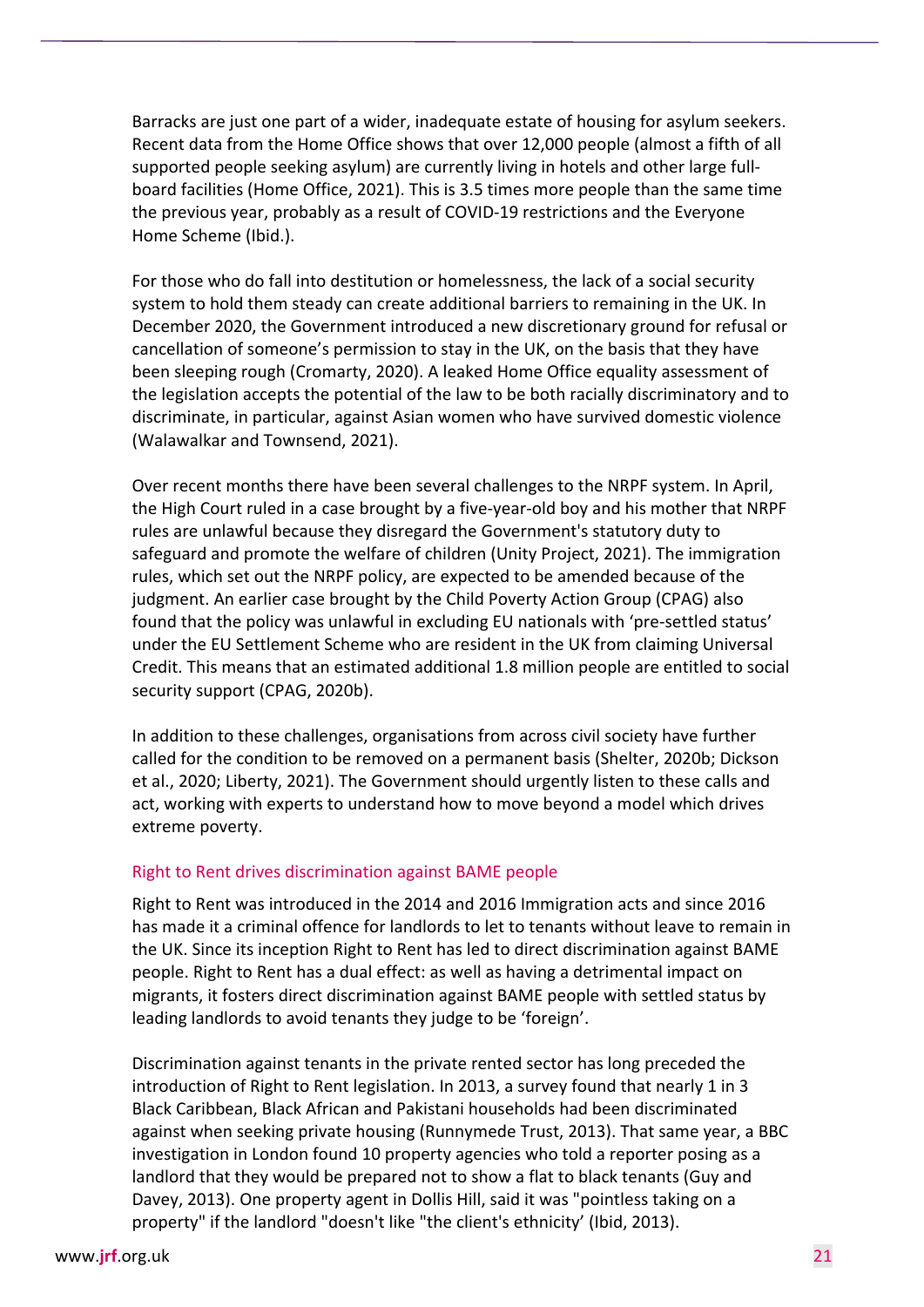Barracks are just one part of a wider, inadequate estate of housing for asylum seekers. Recent data from the Home Office shows that over 12,000 people (almost a fifth of all supported people seeking asylum) are currently living in hotels and other large full-board facilities (Home Office, 2021). This is 3.5 times more people than the same time the previous year, probably as a result of COVID-19 restrictions and the Everyone Home Scheme (Ibid.).

For those who do fall into destitution or homelessness, the lack of a social security system to hold them steady can create additional barriers to remaining in the UK. In December 2020, the Government introduced a new discretionary ground for refusal or cancellation of someone's permission to stay in the UK, on the basis that they have been sleeping rough (Cromarty, 2020). A leaked Home Office equality assessment of the legislation accepts the potential of the law to be both racially discriminatory and to discriminate, in particular, against Asian women who have survived domestic violence (Walawalkar and Townsend, 2021).

Over recent months there have been several challenges to the NRPF system. In April, the High Court ruled in a case brought by a five-year-old boy and his mother that NRPF rules are unlawful because they disregard the Government's statutory duty to safeguard and promote the welfare of children (Unity Project, 2021). The immigration rules, which set out the NRPF policy, are expected to be amended because of the judgment. An earlier case brought by the Child Poverty Action Group (CPAG) also found that the policy was unlawful in excluding EU nationals with 'pre-settled status' under the EU Settlement Scheme who are resident in the UK from claiming Universal Credit. This means that an estimated additional 1.8 million people are entitled to social security support (CPAG, 2020b).

In addition to these challenges, organisations from across civil society have further called for the condition to be removed on a permanent basis (Shelter, 2020b; Dickson et al., 2020; Liberty, 2021). The Government should urgently listen to these calls and act, working with experts to understand how to move beyond a model which drives extreme poverty.

### Right to Rent drives discrimination against BAME people

Right to Rent was introduced in the 2014 and 2016 Immigration acts and since 2016 has made it a criminal offence for landlords to let to tenants without leave to remain in the UK. Since its inception Right to Rent has led to direct discrimination against BAME people. Right to Rent has a dual effect: as well as having a detrimental impact on migrants, it fosters direct discrimination against BAME people with settled status by leading landlords to avoid tenants they judge to be 'foreign'.

Discrimination against tenants in the private rented sector has long preceded the introduction of Right to Rent legislation. In 2013, a survey found that nearly 1 in 3 Black Caribbean, Black African and Pakistani households had been discriminated against when seeking private housing (Runnymede Trust, 2013). That same year, a BBC investigation in London found 10 property agencies who told a reporter posing as a landlord that they would be prepared not to show a flat to black tenants (Guy and Davey, 2013). One property agent in Dollis Hill, said it was "pointless taking on a property" if the landlord "doesn't like "the client's ethnicity' (Ibid, 2013).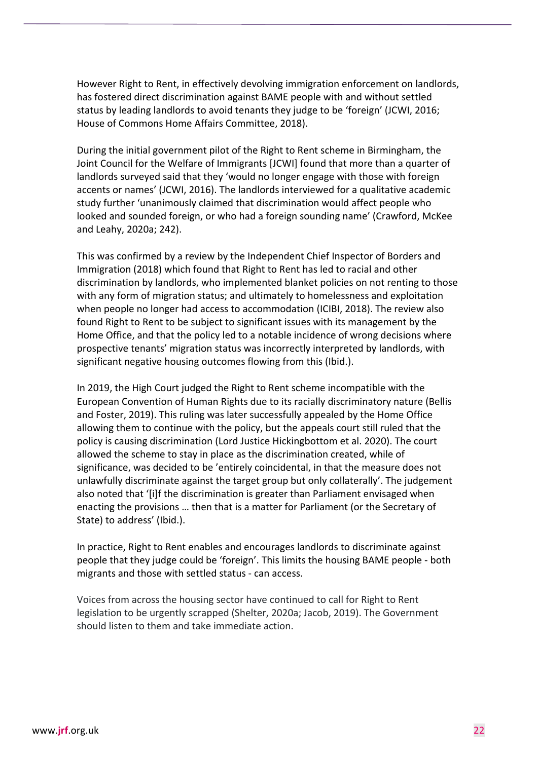However Right to Rent, in effectively devolving immigration enforcement on landlords, has fostered direct discrimination against BAME people with and without settled status by leading landlords to avoid tenants they judge to be 'foreign' (JCWI, 2016; House of Commons Home Affairs Committee, 2018).

During the initial government pilot of the Right to Rent scheme in Birmingham, the Joint Council for the Welfare of Immigrants [JCWI] found that more than a quarter of landlords surveyed said that they 'would no longer engage with those with foreign accents or names' (JCWI, 2016). The landlords interviewed for a qualitative academic study further 'unanimously claimed that discrimination would affect people who looked and sounded foreign, or who had a foreign sounding name' (Crawford, McKee and Leahy, 2020a; 242).

This was confirmed by a review by the Independent Chief Inspector of Borders and Immigration (2018) which found that Right to Rent has led to racial and other discrimination by landlords, who implemented blanket policies on not renting to those with any form of migration status; and ultimately to homelessness and exploitation when people no longer had access to accommodation (ICIBI, 2018). The review also found Right to Rent to be subject to significant issues with its management by the Home Office, and that the policy led to a notable incidence of wrong decisions where prospective tenants' migration status was incorrectly interpreted by landlords, with significant negative housing outcomes flowing from this (Ibid.).

In 2019, the High Court judged the Right to Rent scheme incompatible with the European Convention of Human Rights due to its racially discriminatory nature (Bellis and Foster, 2019). This ruling was later successfully appealed by the Home Office allowing them to continue with the policy, but the appeals court still ruled that the policy is causing discrimination (Lord Justice Hickingbottom et al. 2020). The court allowed the scheme to stay in place as the discrimination created, while of significance, was decided to be 'entirely coincidental, in that the measure does not unlawfully discriminate against the target group but only collaterally'. The judgement also noted that '[i]f the discrimination is greater than Parliament envisaged when enacting the provisions … then that is a matter for Parliament (or the Secretary of State) to address' (Ibid.).

In practice, Right to Rent enables and encourages landlords to discriminate against people that they judge could be 'foreign'. This limits the housing BAME people - both migrants and those with settled status - can access.

Voices from across the housing sector have continued to call for Right to Rent legislation to be urgently scrapped (Shelter, 2020a; Jacob, 2019). The Government should listen to them and take immediate action.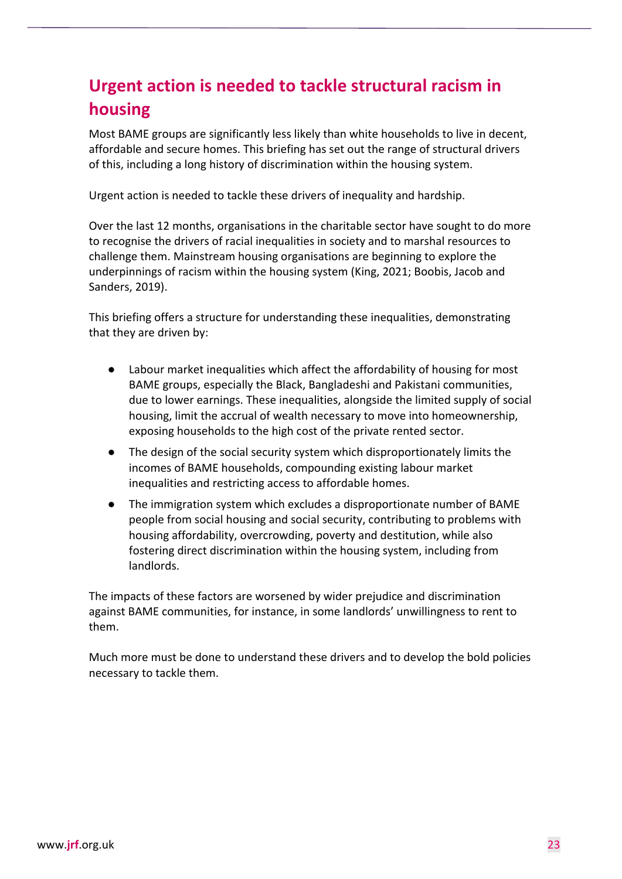## Urgent action is needed to tackle structural racism in housing

Most BAME groups are significantly less likely than white households to live in decent, affordable and secure homes. This briefing has set out the range of structural drivers of this, including a long history of discrimination within the housing system.

Urgent action is needed to tackle these drivers of inequality and hardship.

Over the last 12 months, organisations in the charitable sector have sought to do more to recognise the drivers of racial inequalities in society and to marshal resources to challenge them. Mainstream housing organisations are beginning to explore the underpinnings of racism within the housing system (King, 2021; Boobis, Jacob and Sanders, 2019).

This briefing offers a structure for understanding these inequalities, demonstrating that they are driven by:

- Labour market inequalities which affect the affordability of housing for most BAME groups, especially the Black, Bangladeshi and Pakistani communities, due to lower earnings. These inequalities, alongside the limited supply of social housing, limit the accrual of wealth necessary to move into homeownership, exposing households to the high cost of the private rented sector.
- The design of the social security system which disproportionately limits the incomes of BAME households, compounding existing labour market inequalities and restricting access to affordable homes.
- The immigration system which excludes a disproportionate number of BAME people from social housing and social security, contributing to problems with housing affordability, overcrowding, poverty and destitution, while also fostering direct discrimination within the housing system, including from landlords.

The impacts of these factors are worsened by wider prejudice and discrimination against BAME communities, for instance, in some landlords' unwillingness to rent to them.

Much more must be done to understand these drivers and to develop the bold policies necessary to tackle them.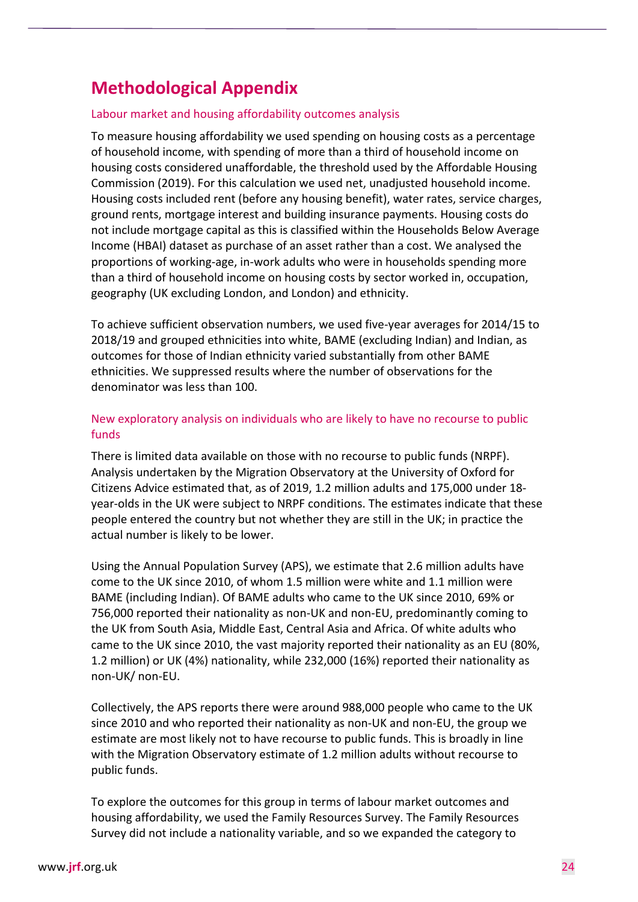# Methodological Appendix

### Labour market and housing affordability outcomes analysis

To measure housing affordability we used spending on housing costs as a percentage of household income, with spending of more than a third of household income on housing costs considered unaffordable, the threshold used by the Affordable Housing Commission (2019). For this calculation we used net, unadjusted household income. Housing costs included rent (before any housing benefit), water rates, service charges, ground rents, mortgage interest and building insurance payments. Housing costs do not include mortgage capital as this is classified within the Households Below Average Income (HBAI) dataset as purchase of an asset rather than a cost. We analysed the proportions of working-age, in-work adults who were in households spending more than a third of household income on housing costs by sector worked in, occupation, geography (UK excluding London, and London) and ethnicity.

To achieve sufficient observation numbers, we used five-year averages for 2014/15 to 2018/19 and grouped ethnicities into white, BAME (excluding Indian) and Indian, as outcomes for those of Indian ethnicity varied substantially from other BAME ethnicities. We suppressed results where the number of observations for the denominator was less than 100.

### New exploratory analysis on individuals who are likely to have no recourse to public funds

There is limited data available on those with no recourse to public funds (NRPF). Analysis undertaken by the Migration Observatory at the University of Oxford for Citizens Advice estimated that, as of 2019, 1.2 million adults and 175,000 under 18-year-olds in the UK were subject to NRPF conditions. The estimates indicate that these people entered the country but not whether they are still in the UK; in practice the actual number is likely to be lower.

Using the Annual Population Survey (APS), we estimate that 2.6 million adults have come to the UK since 2010, of whom 1.5 million were white and 1.1 million were BAME (including Indian). Of BAME adults who came to the UK since 2010, 69% or 756,000 reported their nationality as non-UK and non-EU, predominantly coming to the UK from South Asia, Middle East, Central Asia and Africa. Of white adults who came to the UK since 2010, the vast majority reported their nationality as an EU (80%, 1.2 million) or UK (4%) nationality, while 232,000 (16%) reported their nationality as non-UK/ non-EU.

Collectively, the APS reports there were around 988,000 people who came to the UK since 2010 and who reported their nationality as non-UK and non-EU, the group we estimate are most likely not to have recourse to public funds. This is broadly in line with the Migration Observatory estimate of 1.2 million adults without recourse to public funds.

To explore the outcomes for this group in terms of labour market outcomes and housing affordability, we used the Family Resources Survey. The Family Resources Survey did not include a nationality variable, and so we expanded the category to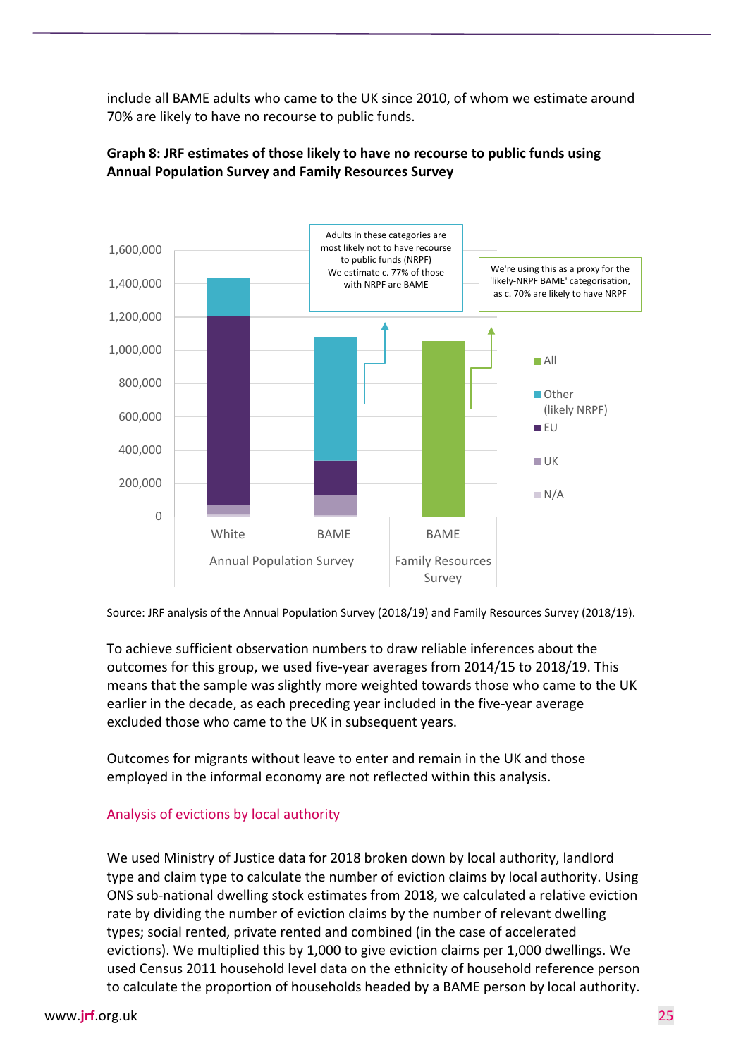include all BAME adults who came to the UK since 2010, of whom we estimate around 70% are likely to have no recourse to public funds.

**Graph 8: JRF estimates of those likely to have no recourse to public funds using Annual Population Survey and Family Resources Survey**

Adults in these categories are most likely not to have recourse to public funds (NRPF) We estimate c. 77% of those with NRPF are BAME

We're using this as a proxy for the 'likely-NRPF BAME' categorisation, as c. 70% are likely to have NRPF

Source: JRF analysis of the Annual Population Survey (2018/19) and Family Resources Survey (2018/19).

To achieve sufficient observation numbers to draw reliable inferences about the outcomes for this group, we used five-year averages from 2014/15 to 2018/19. This means that the sample was slightly more weighted towards those who came to the UK earlier in the decade, as each preceding year included in the five-year average excluded those who came to the UK in subsequent years.

Outcomes for migrants without leave to enter and remain in the UK and those employed in the informal economy are not reflected within this analysis.

### Analysis of evictions by local authority

We used Ministry of Justice data for 2018 broken down by local authority, landlord type and claim type to calculate the number of eviction claims by local authority. Using ONS sub-national dwelling stock estimates from 2018, we calculated a relative eviction rate by dividing the number of eviction claims by the number of relevant dwelling types; social rented, private rented and combined (in the case of accelerated evictions). We multiplied this by 1,000 to give eviction claims per 1,000 dwellings. We used Census 2011 household level data on the ethnicity of household reference person to calculate the proportion of households headed by a BAME person by local authority.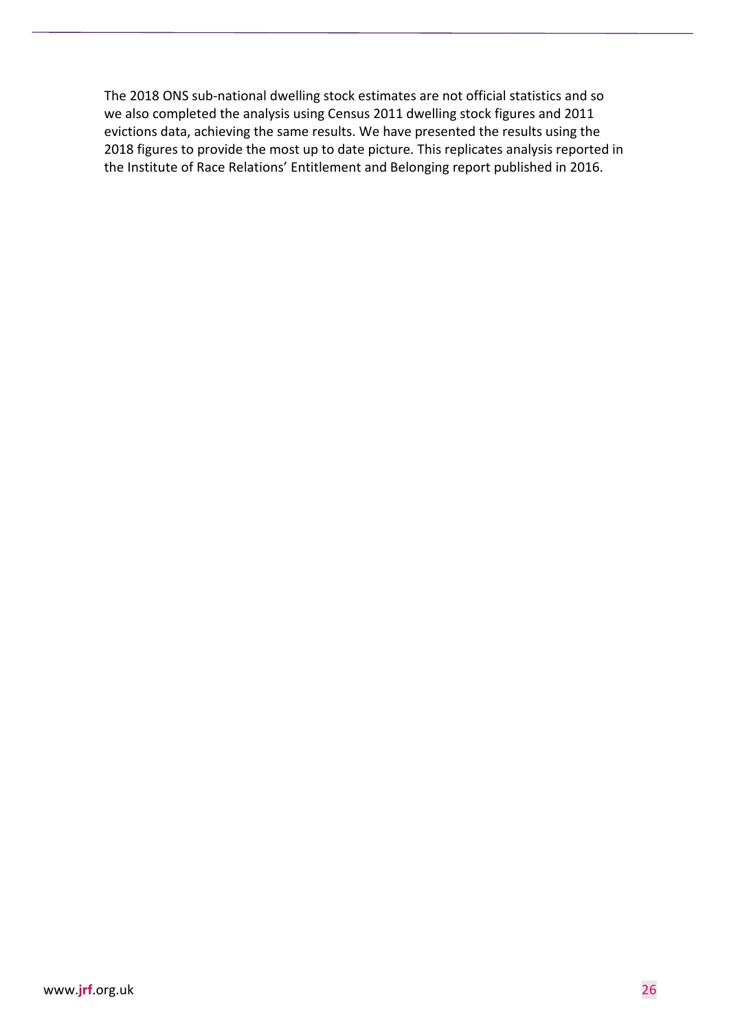The 2018 ONS sub-national dwelling stock estimates are not official statistics and so we also completed the analysis using Census 2011 dwelling stock figures and 2011 evictions data, achieving the same results. We have presented the results using the 2018 figures to provide the most up to date picture. This replicates analysis reported in the Institute of Race Relations' Entitlement and Belonging report published in 2016.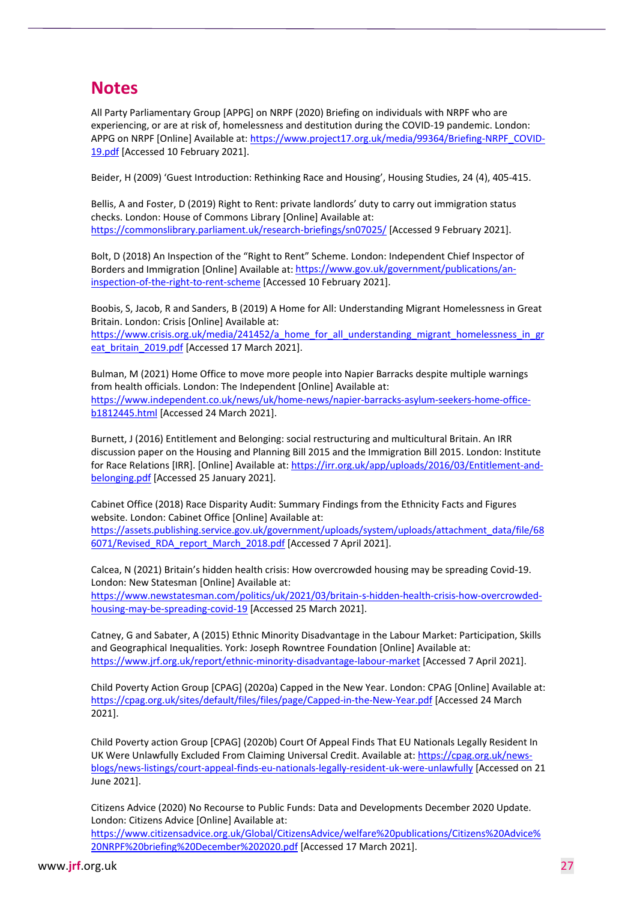# Notes

All Party Parliamentary Group [APPG] on NRPF (2020) Briefing on individuals with NRPF who are experiencing, or are at risk of, homelessness and destitution during the COVID-19 pandemic. London: APPG on NRPF [Online] Available at: https://www.project17.org.uk/media/99364/Briefing-NRPF_COVID-19.pdf [Accessed 10 February 2021].

Beider, H (2009) 'Guest Introduction: Rethinking Race and Housing', Housing Studies, 24 (4), 405-415.

Bellis, A and Foster, D (2019) Right to Rent: private landlords' duty to carry out immigration status checks. London: House of Commons Library [Online] Available at: https://commonslibrary.parliament.uk/research-briefings/sn07025/ [Accessed 9 February 2021].

Bolt, D (2018) An Inspection of the "Right to Rent" Scheme. London: Independent Chief Inspector of Borders and Immigration [Online] Available at: https://www.gov.uk/government/publications/an-inspection-of-the-right-to-rent-scheme [Accessed 10 February 2021].

Boobis, S, Jacob, R and Sanders, B (2019) A Home for All: Understanding Migrant Homelessness in Great Britain. London: Crisis [Online] Available at: https://www.crisis.org.uk/media/241452/a_home_for_all_understanding_migrant_homelessness_in_great_britain_2019.pdf [Accessed 17 March 2021].

Bulman, M (2021) Home Office to move more people into Napier Barracks despite multiple warnings from health officials. London: The Independent [Online] Available at: https://www.independent.co.uk/news/uk/home-news/napier-barracks-asylum-seekers-home-office-b1812445.html [Accessed 24 March 2021].

Burnett, J (2016) Entitlement and Belonging: social restructuring and multicultural Britain. An IRR discussion paper on the Housing and Planning Bill 2015 and the Immigration Bill 2015. London: Institute for Race Relations [IRR]. [Online] Available at: https://irr.org.uk/app/uploads/2016/03/Entitlement-and-belonging.pdf [Accessed 25 January 2021].

Cabinet Office (2018) Race Disparity Audit: Summary Findings from the Ethnicity Facts and Figures website. London: Cabinet Office [Online] Available at: https://assets.publishing.service.gov.uk/government/uploads/system/uploads/attachment_data/file/686071/Revised_RDA_report_March_2018.pdf [Accessed 7 April 2021].

Calcea, N (2021) Britain's hidden health crisis: How overcrowded housing may be spreading Covid-19. London: New Statesman [Online] Available at: https://www.newstatesman.com/politics/uk/2021/03/britain-s-hidden-health-crisis-how-overcrowded-housing-may-be-spreading-covid-19 [Accessed 25 March 2021].

Catney, G and Sabater, A (2015) Ethnic Minority Disadvantage in the Labour Market: Participation, Skills and Geographical Inequalities. York: Joseph Rowntree Foundation [Online] Available at: https://www.jrf.org.uk/report/ethnic-minority-disadvantage-labour-market [Accessed 7 April 2021].

Child Poverty Action Group [CPAG] (2020a) Capped in the New Year. London: CPAG [Online] Available at: https://cpag.org.uk/sites/default/files/files/page/Capped-in-the-New-Year.pdf [Accessed 24 March 2021].

Child Poverty action Group [CPAG] (2020b) Court Of Appeal Finds That EU Nationals Legally Resident In UK Were Unlawfully Excluded From Claiming Universal Credit. Available at: https://cpag.org.uk/news-blogs/news-listings/court-appeal-finds-eu-nationals-legally-resident-uk-were-unlawfully [Accessed on 21 June 2021].

Citizens Advice (2020) No Recourse to Public Funds: Data and Developments December 2020 Update. London: Citizens Advice [Online] Available at: https://www.citizensadvice.org.uk/Global/CitizensAdvice/welfare%20publications/Citizens%20Advice%20NRPF%20briefing%20December%202020.pdf [Accessed 17 March 2021].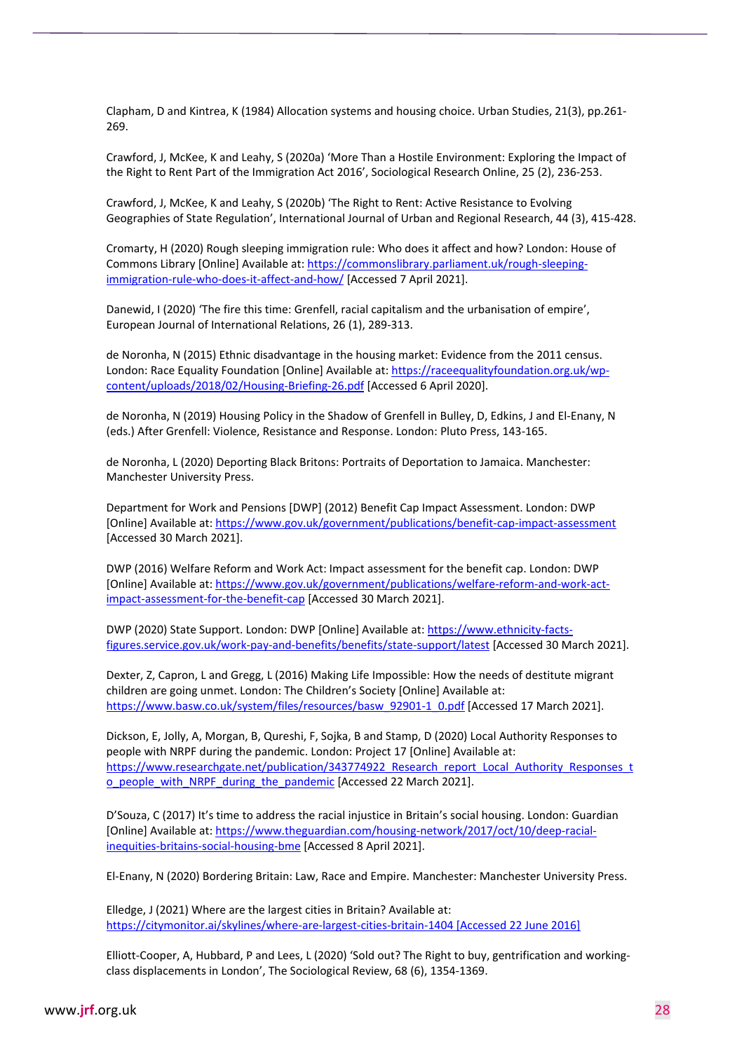Clapham, D and Kintrea, K (1984) Allocation systems and housing choice. Urban Studies, 21(3), pp.261-269.

Crawford, J, McKee, K and Leahy, S (2020a) 'More Than a Hostile Environment: Exploring the Impact of the Right to Rent Part of the Immigration Act 2016', Sociological Research Online, 25 (2), 236-253.

Crawford, J, McKee, K and Leahy, S (2020b) 'The Right to Rent: Active Resistance to Evolving Geographies of State Regulation', International Journal of Urban and Regional Research, 44 (3), 415-428.

Cromarty, H (2020) Rough sleeping immigration rule: Who does it affect and how? London: House of Commons Library [Online] Available at: https://commonslibrary.parliament.uk/rough-sleeping-immigration-rule-who-does-it-affect-and-how/ [Accessed 7 April 2021].

Danewid, I (2020) 'The fire this time: Grenfell, racial capitalism and the urbanisation of empire', European Journal of International Relations, 26 (1), 289-313.

de Noronha, N (2015) Ethnic disadvantage in the housing market: Evidence from the 2011 census. London: Race Equality Foundation [Online] Available at: https://raceequalityfoundation.org.uk/wp-content/uploads/2018/02/Housing-Briefing-26.pdf [Accessed 6 April 2020].

de Noronha, N (2019) Housing Policy in the Shadow of Grenfell in Bulley, D, Edkins, J and El-Enany, N (eds.) After Grenfell: Violence, Resistance and Response. London: Pluto Press, 143-165.

de Noronha, L (2020) Deporting Black Britons: Portraits of Deportation to Jamaica. Manchester: Manchester University Press.

Department for Work and Pensions [DWP] (2012) Benefit Cap Impact Assessment. London: DWP [Online] Available at: https://www.gov.uk/government/publications/benefit-cap-impact-assessment [Accessed 30 March 2021].

DWP (2016) Welfare Reform and Work Act: Impact assessment for the benefit cap. London: DWP [Online] Available at: https://www.gov.uk/government/publications/welfare-reform-and-work-act-impact-assessment-for-the-benefit-cap [Accessed 30 March 2021].

DWP (2020) State Support. London: DWP [Online] Available at: https://www.ethnicity-facts-figures.service.gov.uk/work-pay-and-benefits/benefits/state-support/latest [Accessed 30 March 2021].

Dexter, Z, Capron, L and Gregg, L (2016) Making Life Impossible: How the needs of destitute migrant children are going unmet. London: The Children's Society [Online] Available at: https://www.basw.co.uk/system/files/resources/basw_92901-1_0.pdf [Accessed 17 March 2021].

Dickson, E, Jolly, A, Morgan, B, Qureshi, F, Sojka, B and Stamp, D (2020) Local Authority Responses to people with NRPF during the pandemic. London: Project 17 [Online] Available at: https://www.researchgate.net/publication/343774922_Research_report_Local_Authority_Responses_to_people_with_NRPF_during_the_pandemic [Accessed 22 March 2021].

D'Souza, C (2017) It's time to address the racial injustice in Britain's social housing. London: Guardian [Online] Available at: https://www.theguardian.com/housing-network/2017/oct/10/deep-racial-inequities-britains-social-housing-bme [Accessed 8 April 2021].

El-Enany, N (2020) Bordering Britain: Law, Race and Empire. Manchester: Manchester University Press.

Elledge, J (2021) Where are the largest cities in Britain? Available at: https://citymonitor.ai/skylines/where-are-largest-cities-britain-1404 [Accessed 22 June 2016]

Elliott-Cooper, A, Hubbard, P and Lees, L (2020) 'Sold out? The Right to buy, gentrification and working-class displacements in London', The Sociological Review, 68 (6), 1354-1369.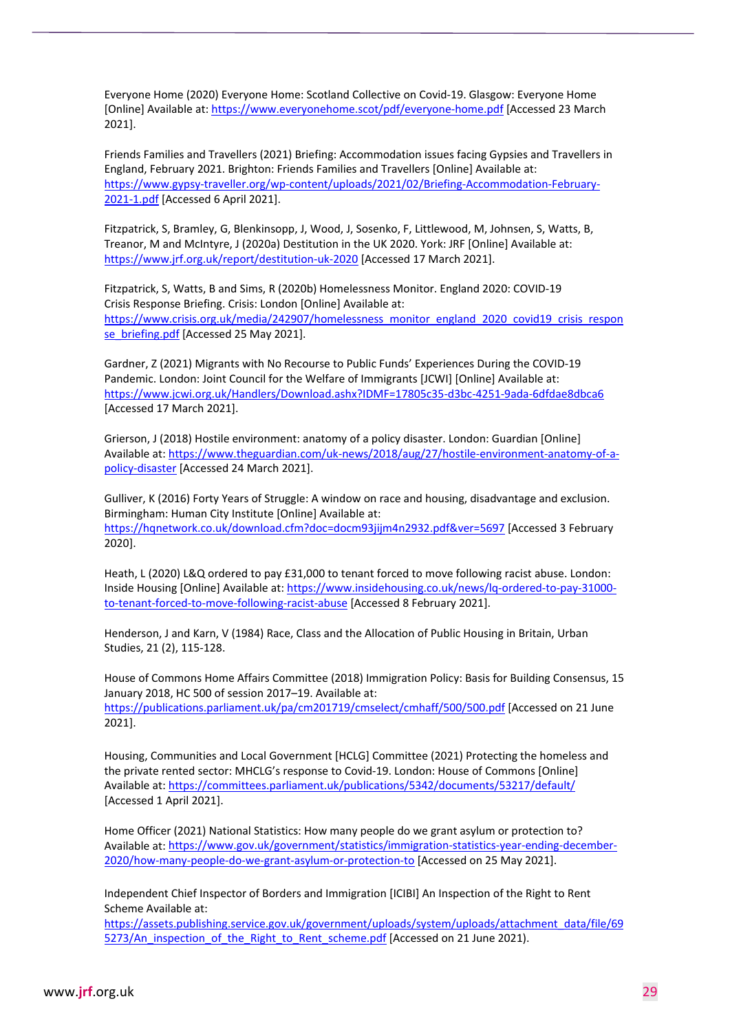Everyone Home (2020) Everyone Home: Scotland Collective on Covid-19. Glasgow: Everyone Home [Online] Available at: https://www.everyonehome.scot/pdf/everyone-home.pdf [Accessed 23 March 2021].

Friends Families and Travellers (2021) Briefing: Accommodation issues facing Gypsies and Travellers in England, February 2021. Brighton: Friends Families and Travellers [Online] Available at: https://www.gypsy-traveller.org/wp-content/uploads/2021/02/Briefing-Accommodation-February-2021-1.pdf [Accessed 6 April 2021].

Fitzpatrick, S, Bramley, G, Blenkinsopp, J, Wood, J, Sosenko, F, Littlewood, M, Johnsen, S, Watts, B, Treanor, M and McIntyre, J (2020a) Destitution in the UK 2020. York: JRF [Online] Available at: https://www.jrf.org.uk/report/destitution-uk-2020 [Accessed 17 March 2021].

Fitzpatrick, S, Watts, B and Sims, R (2020b) Homelessness Monitor. England 2020: COVID-19 Crisis Response Briefing. Crisis: London [Online] Available at: https://www.crisis.org.uk/media/242907/homelessness_monitor_england_2020_covid19_crisis_response_briefing.pdf [Accessed 25 May 2021].

Gardner, Z (2021) Migrants with No Recourse to Public Funds' Experiences During the COVID-19 Pandemic. London: Joint Council for the Welfare of Immigrants [JCWI] [Online] Available at: https://www.jcwi.org.uk/Handlers/Download.ashx?IDMF=17805c35-d3bc-4251-9ada-6dfdae8dbca6 [Accessed 17 March 2021].

Grierson, J (2018) Hostile environment: anatomy of a policy disaster. London: Guardian [Online] Available at: https://www.theguardian.com/uk-news/2018/aug/27/hostile-environment-anatomy-of-a-policy-disaster [Accessed 24 March 2021].

Gulliver, K (2016) Forty Years of Struggle: A window on race and housing, disadvantage and exclusion. Birmingham: Human City Institute [Online] Available at: https://hqnetwork.co.uk/download.cfm?doc=docm93jijm4n2932.pdf&ver=5697 [Accessed 3 February 2020].

Heath, L (2020) L&Q ordered to pay £31,000 to tenant forced to move following racist abuse. London: Inside Housing [Online] Available at: https://www.insidehousing.co.uk/news/lq-ordered-to-pay-31000-to-tenant-forced-to-move-following-racist-abuse [Accessed 8 February 2021].

Henderson, J and Karn, V (1984) Race, Class and the Allocation of Public Housing in Britain, Urban Studies, 21 (2), 115-128.

House of Commons Home Affairs Committee (2018) Immigration Policy: Basis for Building Consensus, 15 January 2018, HC 500 of session 2017–19. Available at: https://publications.parliament.uk/pa/cm201719/cmselect/cmhaff/500/500.pdf [Accessed on 21 June 2021].

Housing, Communities and Local Government [HCLG] Committee (2021) Protecting the homeless and the private rented sector: MHCLG's response to Covid-19. London: House of Commons [Online] Available at: https://committees.parliament.uk/publications/5342/documents/53217/default/ [Accessed 1 April 2021].

Home Officer (2021) National Statistics: How many people do we grant asylum or protection to? Available at: https://www.gov.uk/government/statistics/immigration-statistics-year-ending-december-2020/how-many-people-do-we-grant-asylum-or-protection-to [Accessed on 25 May 2021].

Independent Chief Inspector of Borders and Immigration [ICIBI] An Inspection of the Right to Rent Scheme Available at: https://assets.publishing.service.gov.uk/government/uploads/system/uploads/attachment_data/file/695273/An_inspection_of_the_Right_to_Rent_scheme.pdf [Accessed on 21 June 2021).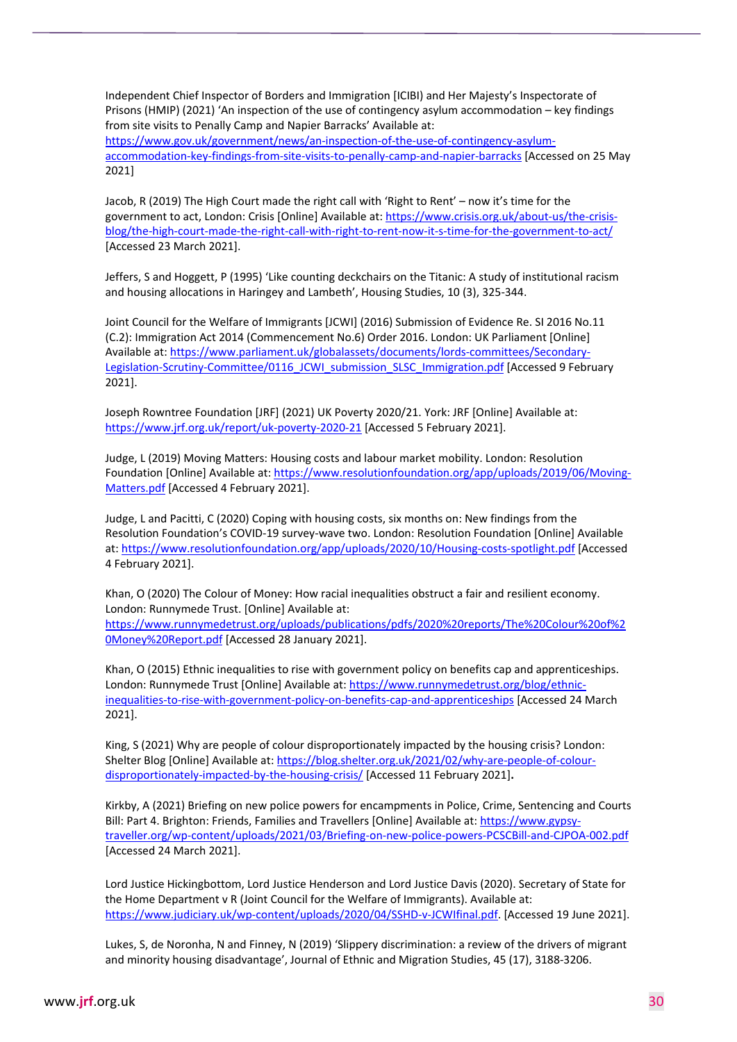Independent Chief Inspector of Borders and Immigration [ICIBI] and Her Majesty's Inspectorate of Prisons (HMIP) (2021) 'An inspection of the use of contingency asylum accommodation – key findings from site visits to Penally Camp and Napier Barracks' Available at: https://www.gov.uk/government/news/an-inspection-of-the-use-of-contingency-asylum-accommodation-key-findings-from-site-visits-to-penally-camp-and-napier-barracks [Accessed on 25 May 2021]

Jacob, R (2019) The High Court made the right call with 'Right to Rent' – now it's time for the government to act, London: Crisis [Online] Available at: https://www.crisis.org.uk/about-us/the-crisis-blog/the-high-court-made-the-right-call-with-right-to-rent-now-it-s-time-for-the-government-to-act/ [Accessed 23 March 2021].

Jeffers, S and Hoggett, P (1995) 'Like counting deckchairs on the Titanic: A study of institutional racism and housing allocations in Haringey and Lambeth', Housing Studies, 10 (3), 325-344.

Joint Council for the Welfare of Immigrants [JCWI] (2016) Submission of Evidence Re. SI 2016 No.11 (C.2): Immigration Act 2014 (Commencement No.6) Order 2016. London: UK Parliament [Online] Available at: https://www.parliament.uk/globalassets/documents/lords-committees/Secondary-Legislation-Scrutiny-Committee/0116_JCWI_submission_SLSC_Immigration.pdf [Accessed 9 February 2021].

Joseph Rowntree Foundation [JRF] (2021) UK Poverty 2020/21. York: JRF [Online] Available at: https://www.jrf.org.uk/report/uk-poverty-2020-21 [Accessed 5 February 2021].

Judge, L (2019) Moving Matters: Housing costs and labour market mobility. London: Resolution Foundation [Online] Available at: https://www.resolutionfoundation.org/app/uploads/2019/06/Moving-Matters.pdf [Accessed 4 February 2021].

Judge, L and Pacitti, C (2020) Coping with housing costs, six months on: New findings from the Resolution Foundation's COVID-19 survey-wave two. London: Resolution Foundation [Online] Available at: https://www.resolutionfoundation.org/app/uploads/2020/10/Housing-costs-spotlight.pdf [Accessed 4 February 2021].

Khan, O (2020) The Colour of Money: How racial inequalities obstruct a fair and resilient economy. London: Runnymede Trust. [Online] Available at: https://www.runnymedetrust.org/uploads/publications/pdfs/2020%20reports/The%20Colour%20of%20Money%20Report.pdf [Accessed 28 January 2021].

Khan, O (2015) Ethnic inequalities to rise with government policy on benefits cap and apprenticeships. London: Runnymede Trust [Online] Available at: https://www.runnymedetrust.org/blog/ethnic-inequalities-to-rise-with-government-policy-on-benefits-cap-and-apprenticeships [Accessed 24 March 2021].

King, S (2021) Why are people of colour disproportionately impacted by the housing crisis? London: Shelter Blog [Online] Available at: https://blog.shelter.org.uk/2021/02/why-are-people-of-colour-disproportionately-impacted-by-the-housing-crisis/ [Accessed 11 February 2021].

Kirkby, A (2021) Briefing on new police powers for encampments in Police, Crime, Sentencing and Courts Bill: Part 4. Brighton: Friends, Families and Travellers [Online] Available at: https://www.gypsy-traveller.org/wp-content/uploads/2021/03/Briefing-on-new-police-powers-PCSCBill-and-CJPOA-002.pdf [Accessed 24 March 2021].

Lord Justice Hickingbottom, Lord Justice Henderson and Lord Justice Davis (2020). Secretary of State for the Home Department v R (Joint Council for the Welfare of Immigrants). Available at: https://www.judiciary.uk/wp-content/uploads/2020/04/SSHD-v-JCWIfinal.pdf. [Accessed 19 June 2021].

Lukes, S, de Noronha, N and Finney, N (2019) 'Slippery discrimination: a review of the drivers of migrant and minority housing disadvantage', Journal of Ethnic and Migration Studies, 45 (17), 3188-3206.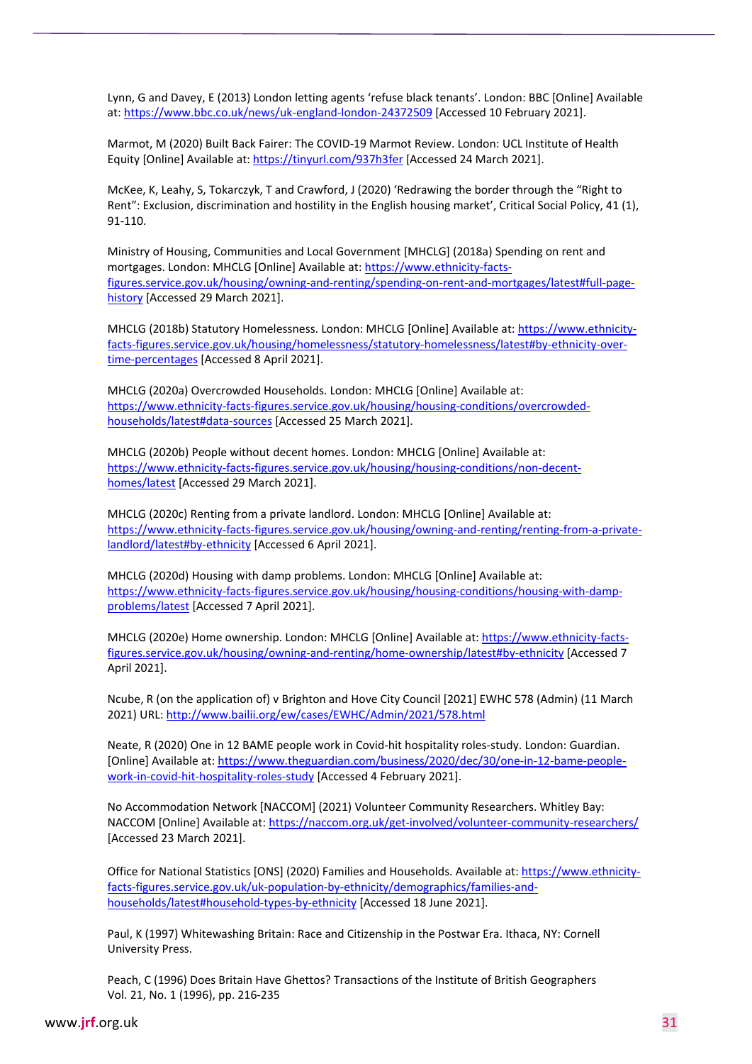Lynn, G and Davey, E (2013) London letting agents 'refuse black tenants'. London: BBC [Online] Available at: https://www.bbc.co.uk/news/uk-england-london-24372509 [Accessed 10 February 2021].

Marmot, M (2020) Built Back Fairer: The COVID-19 Marmot Review. London: UCL Institute of Health Equity [Online] Available at: https://tinyurl.com/937h3fer [Accessed 24 March 2021].

McKee, K, Leahy, S, Tokarczyk, T and Crawford, J (2020) 'Redrawing the border through the "Right to Rent": Exclusion, discrimination and hostility in the English housing market', Critical Social Policy, 41 (1), 91-110.

Ministry of Housing, Communities and Local Government [MHCLG] (2018a) Spending on rent and mortgages. London: MHCLG [Online] Available at: https://www.ethnicity-facts-figures.service.gov.uk/housing/owning-and-renting/spending-on-rent-and-mortgages/latest#full-page-history [Accessed 29 March 2021].

MHCLG (2018b) Statutory Homelessness. London: MHCLG [Online] Available at: https://www.ethnicity-facts-figures.service.gov.uk/housing/homelessness/statutory-homelessness/latest#by-ethnicity-over-time-percentages [Accessed 8 April 2021].

MHCLG (2020a) Overcrowded Households. London: MHCLG [Online] Available at: https://www.ethnicity-facts-figures.service.gov.uk/housing/housing-conditions/overcrowded-households/latest#data-sources [Accessed 25 March 2021].

MHCLG (2020b) People without decent homes. London: MHCLG [Online] Available at: https://www.ethnicity-facts-figures.service.gov.uk/housing/housing-conditions/non-decent-homes/latest [Accessed 29 March 2021].

MHCLG (2020c) Renting from a private landlord. London: MHCLG [Online] Available at: https://www.ethnicity-facts-figures.service.gov.uk/housing/owning-and-renting/renting-from-a-private-landlord/latest#by-ethnicity [Accessed 6 April 2021].

MHCLG (2020d) Housing with damp problems. London: MHCLG [Online] Available at: https://www.ethnicity-facts-figures.service.gov.uk/housing/housing-conditions/housing-with-damp-problems/latest [Accessed 7 April 2021].

MHCLG (2020e) Home ownership. London: MHCLG [Online] Available at: https://www.ethnicity-facts-figures.service.gov.uk/housing/owning-and-renting/home-ownership/latest#by-ethnicity [Accessed 7 April 2021].

Ncube, R (on the application of) v Brighton and Hove City Council [2021] EWHC 578 (Admin) (11 March 2021) URL: http://www.bailii.org/ew/cases/EWHC/Admin/2021/578.html

Neate, R (2020) One in 12 BAME people work in Covid-hit hospitality roles-study. London: Guardian. [Online] Available at: https://www.theguardian.com/business/2020/dec/30/one-in-12-bame-people-work-in-covid-hit-hospitality-roles-study [Accessed 4 February 2021].

No Accommodation Network [NACCOM] (2021) Volunteer Community Researchers. Whitley Bay: NACCOM [Online] Available at: https://naccom.org.uk/get-involved/volunteer-community-researchers/ [Accessed 23 March 2021].

Office for National Statistics [ONS] (2020) Families and Households. Available at: https://www.ethnicity-facts-figures.service.gov.uk/uk-population-by-ethnicity/demographics/families-and-households/latest#household-types-by-ethnicity [Accessed 18 June 2021].

Paul, K (1997) Whitewashing Britain: Race and Citizenship in the Postwar Era. Ithaca, NY: Cornell University Press.

Peach, C (1996) Does Britain Have Ghettos? Transactions of the Institute of British Geographers Vol. 21, No. 1 (1996), pp. 216-235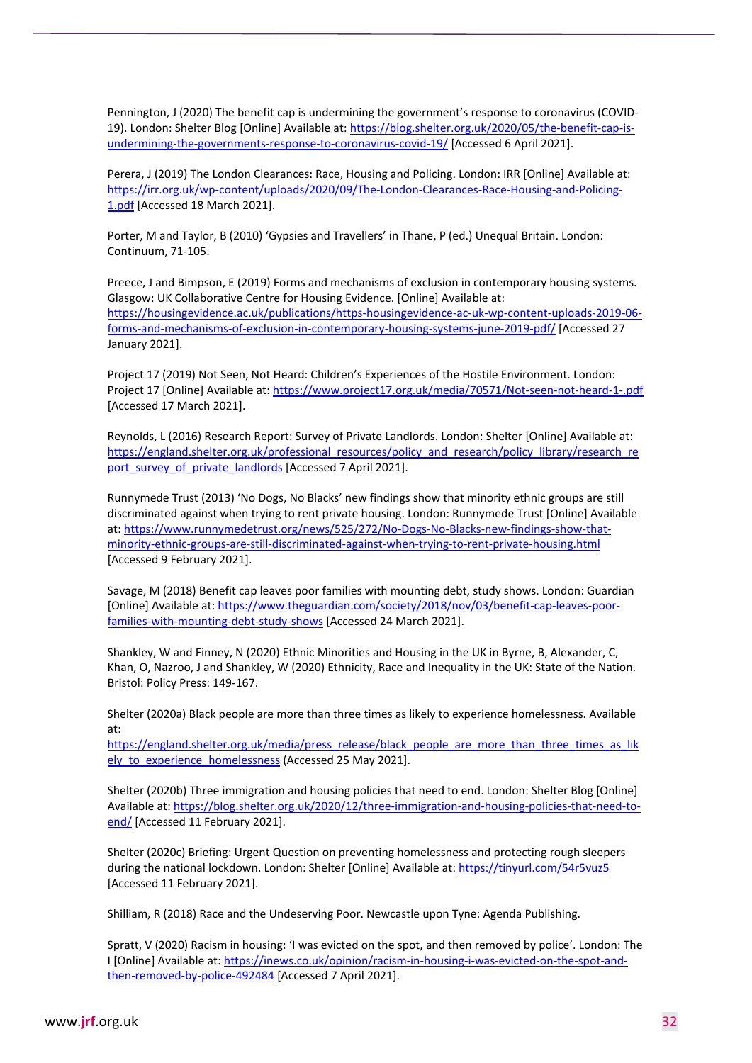Pennington, J (2020) The benefit cap is undermining the government's response to coronavirus (COVID-19). London: Shelter Blog [Online] Available at: https://blog.shelter.org.uk/2020/05/the-benefit-cap-is-undermining-the-governments-response-to-coronavirus-covid-19/ [Accessed 6 April 2021].

Perera, J (2019) The London Clearances: Race, Housing and Policing. London: IRR [Online] Available at: https://irr.org.uk/wp-content/uploads/2020/09/The-London-Clearances-Race-Housing-and-Policing-1.pdf [Accessed 18 March 2021].

Porter, M and Taylor, B (2010) 'Gypsies and Travellers' in Thane, P (ed.) Unequal Britain. London: Continuum, 71-105.

Preece, J and Bimpson, E (2019) Forms and mechanisms of exclusion in contemporary housing systems. Glasgow: UK Collaborative Centre for Housing Evidence. [Online] Available at: https://housingevidence.ac.uk/publications/https-housingevidence-ac-uk-wp-content-uploads-2019-06-forms-and-mechanisms-of-exclusion-in-contemporary-housing-systems-june-2019-pdf/ [Accessed 27 January 2021].

Project 17 (2019) Not Seen, Not Heard: Children's Experiences of the Hostile Environment. London: Project 17 [Online] Available at: https://www.project17.org.uk/media/70571/Not-seen-not-heard-1-.pdf [Accessed 17 March 2021].

Reynolds, L (2016) Research Report: Survey of Private Landlords. London: Shelter [Online] Available at: https://england.shelter.org.uk/professional_resources/policy_and_research/policy_library/research_report_survey_of_private_landlords [Accessed 7 April 2021].

Runnymede Trust (2013) 'No Dogs, No Blacks' new findings show that minority ethnic groups are still discriminated against when trying to rent private housing. London: Runnymede Trust [Online] Available at: https://www.runnymedetrust.org/news/525/272/No-Dogs-No-Blacks-new-findings-show-that-minority-ethnic-groups-are-still-discriminated-against-when-trying-to-rent-private-housing.html [Accessed 9 February 2021].

Savage, M (2018) Benefit cap leaves poor families with mounting debt, study shows. London: Guardian [Online] Available at: https://www.theguardian.com/society/2018/nov/03/benefit-cap-leaves-poor-families-with-mounting-debt-study-shows [Accessed 24 March 2021].

Shankley, W and Finney, N (2020) Ethnic Minorities and Housing in the UK in Byrne, B, Alexander, C, Khan, O, Nazroo, J and Shankley, W (2020) Ethnicity, Race and Inequality in the UK: State of the Nation. Bristol: Policy Press: 149-167.

Shelter (2020a) Black people are more than three times as likely to experience homelessness. Available at: https://england.shelter.org.uk/media/press_release/black_people_are_more_than_three_times_as_likely_to_experience_homelessness (Accessed 25 May 2021].

Shelter (2020b) Three immigration and housing policies that need to end. London: Shelter Blog [Online] Available at: https://blog.shelter.org.uk/2020/12/three-immigration-and-housing-policies-that-need-to-end/ [Accessed 11 February 2021].

Shelter (2020c) Briefing: Urgent Question on preventing homelessness and protecting rough sleepers during the national lockdown. London: Shelter [Online] Available at: https://tinyurl.com/54r5vuz5 [Accessed 11 February 2021].

Shilliam, R (2018) Race and the Undeserving Poor. Newcastle upon Tyne: Agenda Publishing.

Spratt, V (2020) Racism in housing: 'I was evicted on the spot, and then removed by police'. London: The I [Online] Available at: https://inews.co.uk/opinion/racism-in-housing-i-was-evicted-on-the-spot-and-then-removed-by-police-492484 [Accessed 7 April 2021].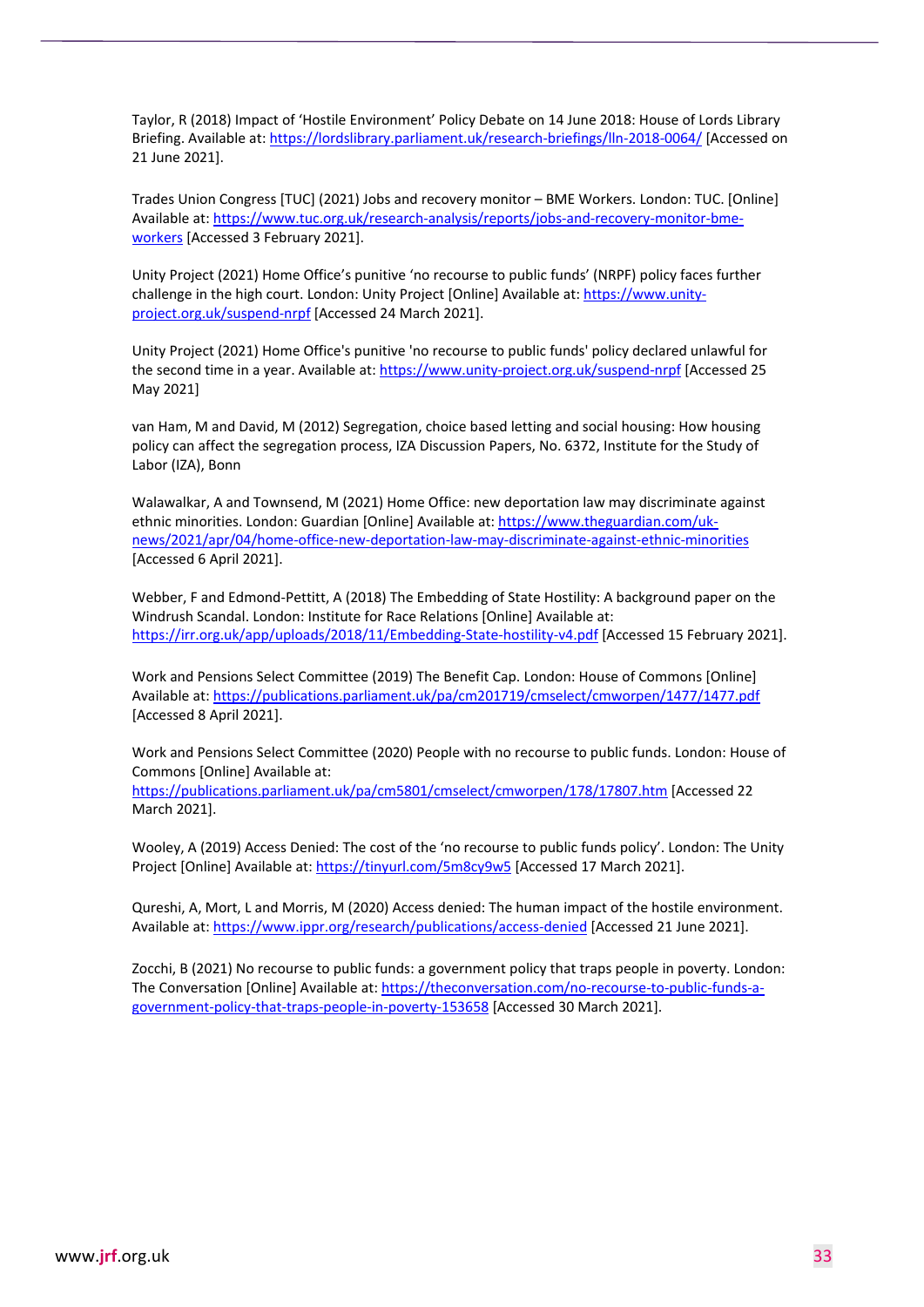Taylor, R (2018) Impact of 'Hostile Environment' Policy Debate on 14 June 2018: House of Lords Library Briefing. Available at: https://lordslibrary.parliament.uk/research-briefings/lln-2018-0064/ [Accessed on 21 June 2021].

Trades Union Congress [TUC] (2021) Jobs and recovery monitor – BME Workers. London: TUC. [Online] Available at: https://www.tuc.org.uk/research-analysis/reports/jobs-and-recovery-monitor-bme-workers [Accessed 3 February 2021].

Unity Project (2021) Home Office's punitive 'no recourse to public funds' (NRPF) policy faces further challenge in the high court. London: Unity Project [Online] Available at: https://www.unity-project.org.uk/suspend-nrpf [Accessed 24 March 2021].

Unity Project (2021) Home Office's punitive 'no recourse to public funds' policy declared unlawful for the second time in a year. Available at: https://www.unity-project.org.uk/suspend-nrpf [Accessed 25 May 2021]

van Ham, M and David, M (2012) Segregation, choice based letting and social housing: How housing policy can affect the segregation process, IZA Discussion Papers, No. 6372, Institute for the Study of Labor (IZA), Bonn

Walawalkar, A and Townsend, M (2021) Home Office: new deportation law may discriminate against ethnic minorities. London: Guardian [Online] Available at: https://www.theguardian.com/uk-news/2021/apr/04/home-office-new-deportation-law-may-discriminate-against-ethnic-minorities [Accessed 6 April 2021].

Webber, F and Edmond-Pettitt, A (2018) The Embedding of State Hostility: A background paper on the Windrush Scandal. London: Institute for Race Relations [Online] Available at: https://irr.org.uk/app/uploads/2018/11/Embedding-State-hostility-v4.pdf [Accessed 15 February 2021].

Work and Pensions Select Committee (2019) The Benefit Cap. London: House of Commons [Online] Available at: https://publications.parliament.uk/pa/cm201719/cmselect/cmworpen/1477/1477.pdf [Accessed 8 April 2021].

Work and Pensions Select Committee (2020) People with no recourse to public funds. London: House of Commons [Online] Available at: https://publications.parliament.uk/pa/cm5801/cmselect/cmworpen/178/17807.htm [Accessed 22 March 2021].

Wooley, A (2019) Access Denied: The cost of the 'no recourse to public funds policy'. London: The Unity Project [Online] Available at: https://tinyurl.com/5m8cy9w5 [Accessed 17 March 2021].

Qureshi, A, Mort, L and Morris, M (2020) Access denied: The human impact of the hostile environment. Available at: https://www.ippr.org/research/publications/access-denied [Accessed 21 June 2021].

Zocchi, B (2021) No recourse to public funds: a government policy that traps people in poverty. London: The Conversation [Online] Available at: https://theconversation.com/no-recourse-to-public-funds-a-government-policy-that-traps-people-in-poverty-153658 [Accessed 30 March 2021].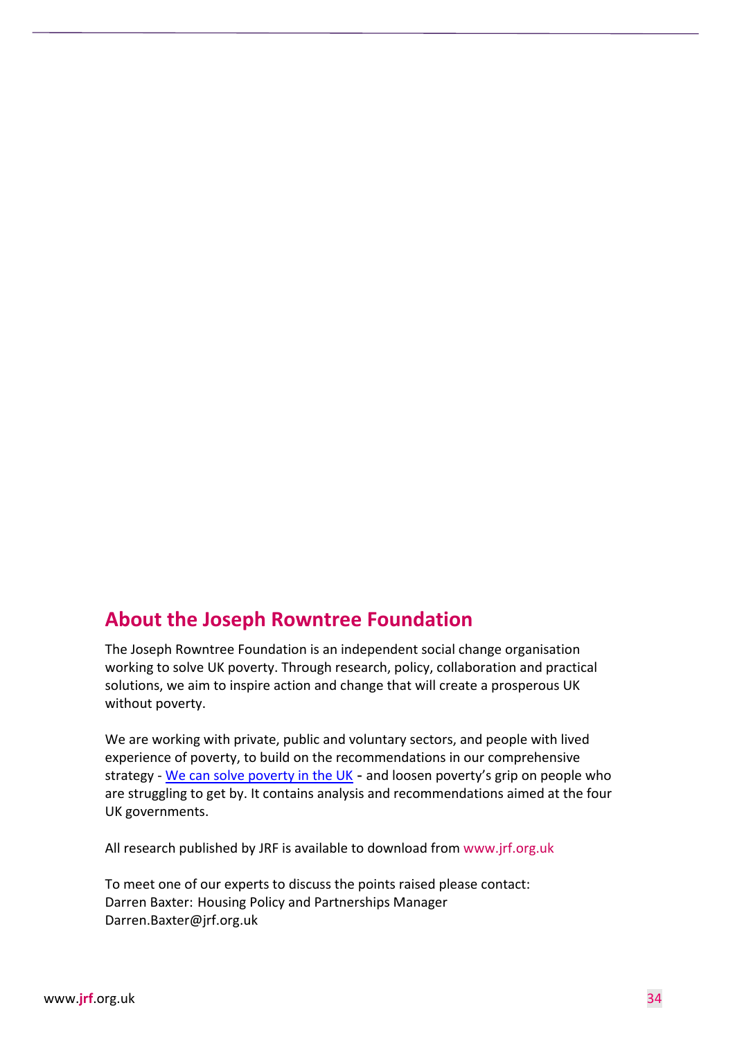## About the Joseph Rowntree Foundation

The Joseph Rowntree Foundation is an independent social change organisation working to solve UK poverty. Through research, policy, collaboration and practical solutions, we aim to inspire action and change that will create a prosperous UK without poverty.

We are working with private, public and voluntary sectors, and people with lived experience of poverty, to build on the recommendations in our comprehensive strategy - We can solve poverty in the UK - and loosen poverty's grip on people who are struggling to get by. It contains analysis and recommendations aimed at the four UK governments.

All research published by JRF is available to download from www.jrf.org.uk

To meet one of our experts to discuss the points raised please contact:
Darren Baxter: Housing Policy and Partnerships Manager
Darren.Baxter@jrf.org.uk